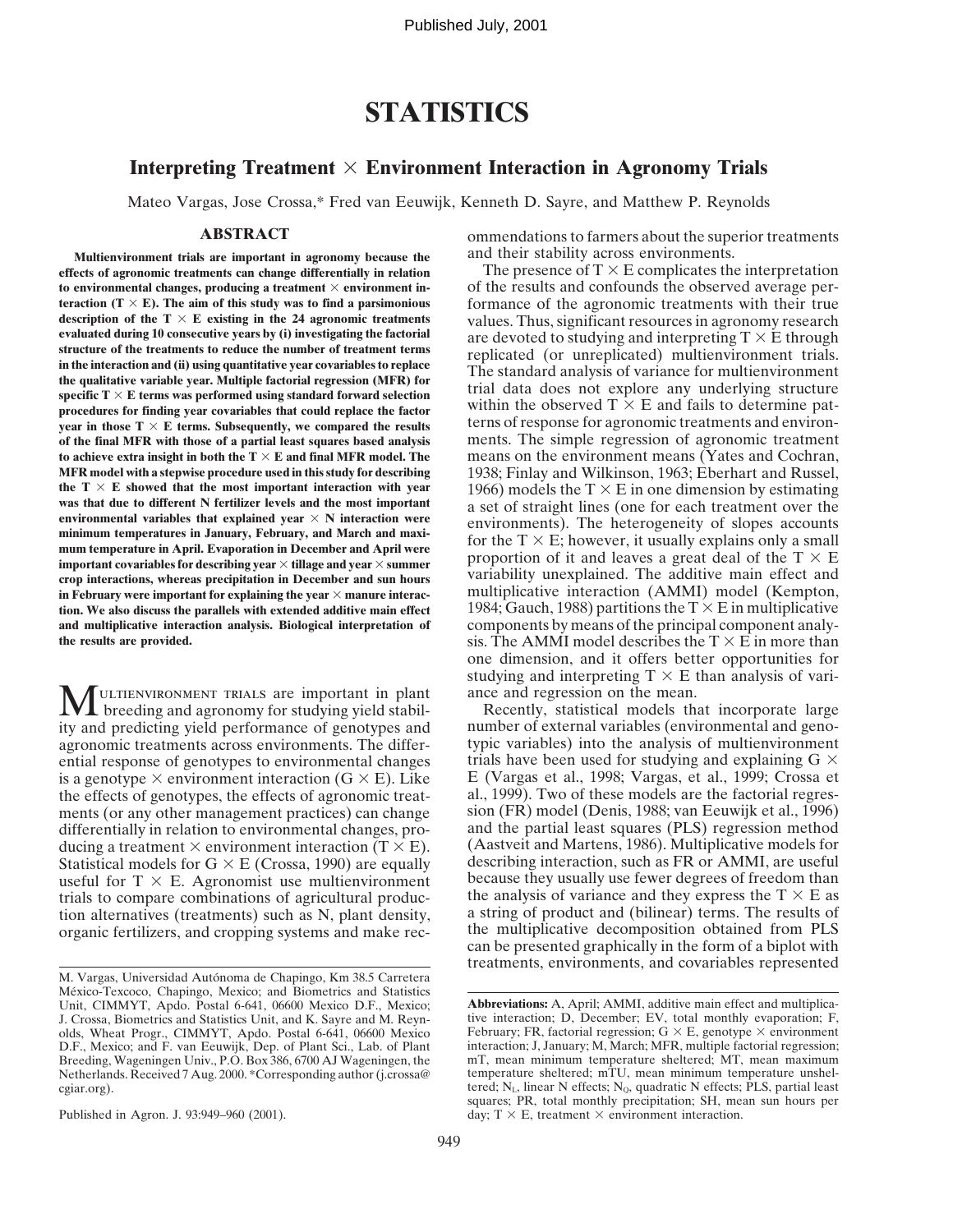Published July, 2001

# STATISTICS

## Interpreting Treatment × Environment Interaction in Agronomy Trials

Mateo Vargas, Jose Crossa,* Fred van Eeuwijk, Kenneth D. Sayre, and Matthew P. Reynolds

### ABSTRACT

**Multienvironment trials are important in agronomy because the effects of agronomic treatments can change differentially in relation to environmental changes, producing a treatment × environment interaction (T × E). The aim of this study was to find a parsimonious description of the T × E existing in the 24 agronomic treatments evaluated during 10 consecutive years by (i) investigating the factorial structure of the treatments to reduce the number of treatment terms in the interaction and (ii) using quantitative year covariables to replace the qualitative variable year. Multiple factorial regression (MFR) for specific T × E terms was performed using standard forward selection procedures for finding year covariables that could replace the factor year in those T × E terms. Subsequently, we compared the results of the final MFR with those of a partial least squares based analysis to achieve extra insight in both the T × E and final MFR model. The MFR model with a stepwise procedure used in this study for describing the T × E showed that the most important interaction with year was that due to different N fertilizer levels and the most important environmental variables that explained year × N interaction were minimum temperatures in January, February, and March and maximum temperature in April. Evaporation in December and April were important covariables for describing year × tillage and year × summer crop interactions, whereas precipitation in December and sun hours in February were important for explaining the year × manure interaction. We also discuss the parallels with extended additive main effect and multiplicative interaction analysis. Biological interpretation of the results are provided.**

Multienvironment trials are important in plant breeding and agronomy for studying yield stability and predicting yield performance of genotypes and agronomic treatments across environments. The differential response of genotypes to environmental changes is a genotype × environment interaction (G × E). Like the effects of genotypes, the effects of agronomic treatments (or any other management practices) can change differentially in relation to environmental changes, producing a treatment × environment interaction (T × E). Statistical models for G × E (Crossa, 1990) are equally useful for T × E. Agronomist use multienvironment trials to compare combinations of agricultural production alternatives (treatments) such as N, plant density, organic fertilizers, and cropping systems and make recommendations to farmers about the superior treatments and their stability across environments.

The presence of T × E complicates the interpretation of the results and confounds the observed average performance of the agronomic treatments with their true values. Thus, significant resources in agronomy research are devoted to studying and interpreting T × E through replicated (or unreplicated) multienvironment trials. The standard analysis of variance for multienvironment trial data does not explore any underlying structure within the observed T × E and fails to determine patterns of response for agronomic treatments and environments. The simple regression of agronomic treatment means on the environment means (Yates and Cochran, 1938; Finlay and Wilkinson, 1963; Eberhart and Russel, 1966) models the T × E in one dimension by estimating a set of straight lines (one for each treatment over the environments). The heterogeneity of slopes accounts for the T × E; however, it usually explains only a small proportion of it and leaves a great deal of the T × E variability unexplained. The additive main effect and multiplicative interaction (AMMI) model (Kempton, 1984; Gauch, 1988) partitions the T × E in multiplicative components by means of the principal component analysis. The AMMI model describes the T × E in more than one dimension, and it offers better opportunities for studying and interpreting T × E than analysis of variance and regression on the mean.

Recently, statistical models that incorporate large number of external variables (environmental and genotypic variables) into the analysis of multienvironment trials have been used for studying and explaining G × E (Vargas et al., 1998; Vargas, et al., 1999; Crossa et al., 1999). Two of these models are the factorial regression (FR) model (Denis, 1988; van Eeuwijk et al., 1996) and the partial least squares (PLS) regression method (Aastveit and Martens, 1986). Multiplicative models for describing interaction, such as FR or AMMI, are useful because they usually use fewer degrees of freedom than the analysis of variance and they express the T × E as a string of product and (bilinear) terms. The results of the multiplicative decomposition obtained from PLS can be presented graphically in the form of a biplot with treatments, environments, and covariables represented

---

M. Vargas, Universidad Autónoma de Chapingo, Km 38.5 Carretera México-Texcoco, Chapingo, Mexico; and Biometrics and Statistics Unit, CIMMYT, Apdo. Postal 6-641, 06600 Mexico D.F., Mexico; J. Crossa, Biometrics and Statistics Unit, and K. Sayre and M. Reynolds, Wheat Progr., CIMMYT, Apdo. Postal 6-641, 06600 Mexico D.F., Mexico; and F. van Eeuwijk, Dep. of Plant Sci., Lab. of Plant Breeding, Wageningen Univ., P.O. Box 386, 6700 AJ Wageningen, the Netherlands. Received 7 Aug. 2000. *Corresponding author (j.crossa@cgiar.org).

Published in Agron. J. 93:949–960 (2001).

**Abbreviations:** A, April; AMMI, additive main effect and multiplicative interaction; D, December; EV, total monthly evaporation; F, February; FR, factorial regression; G × E, genotype × environment interaction; J, January; M, March; MFR, multiple factorial regression; mT, mean minimum temperature sheltered; MT, mean maximum temperature sheltered; mTU, mean minimum temperature unsheltered; $N_L$, linear N effects; $N_Q$, quadratic N effects; PLS, partial least squares; PR, total monthly precipitation; SH, mean sun hours per day; T × E, treatment × environment interaction.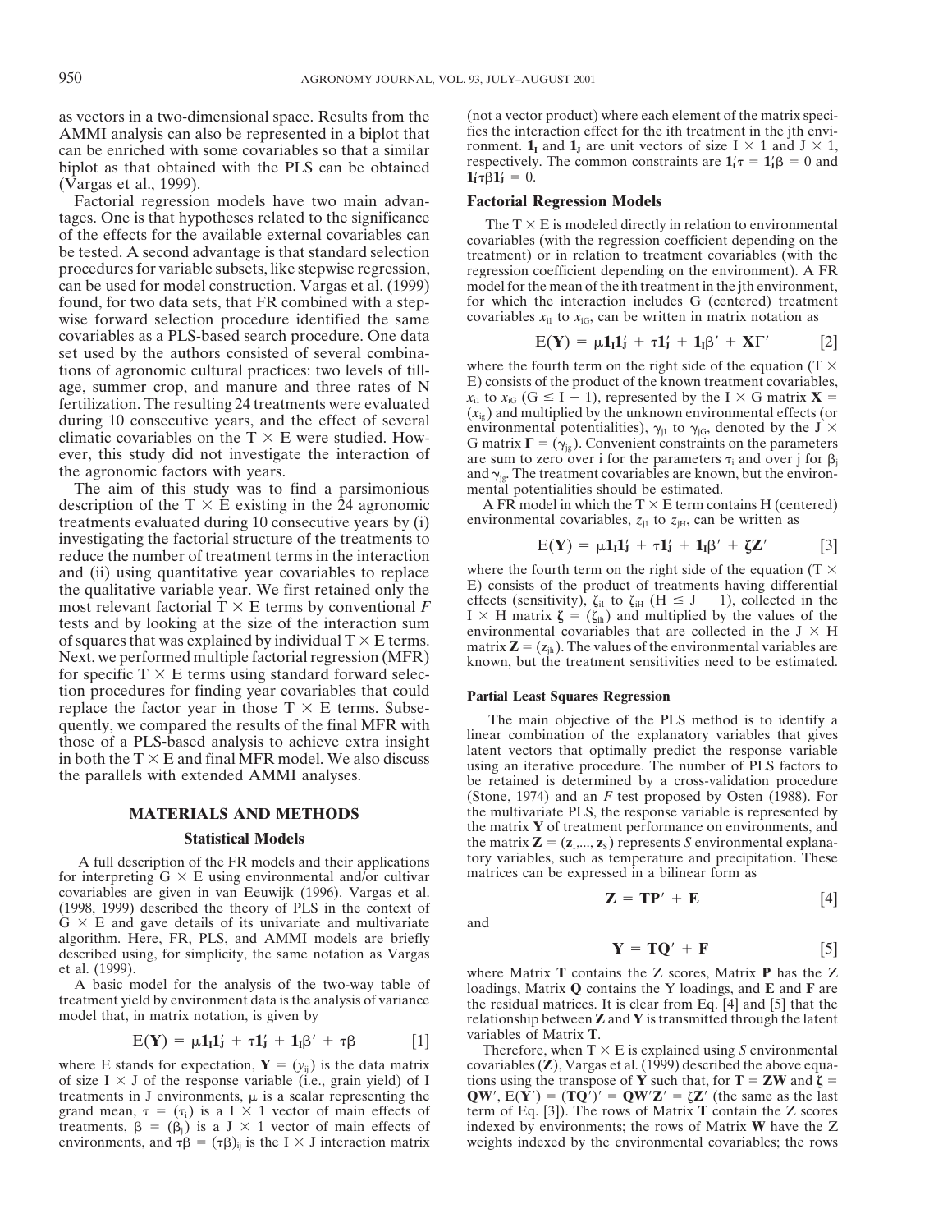as vectors in a two-dimensional space. Results from the AMMI analysis can also be represented in a biplot that can be enriched with some covariables so that a similar biplot as that obtained with the PLS can be obtained (Vargas et al., 1999).

Factorial regression models have two main advantages. One is that hypotheses related to the significance of the effects for the available external covariables can be tested. A second advantage is that standard selection procedures for variable subsets, like stepwise regression, can be used for model construction. Vargas et al. (1999) found, for two data sets, that FR combined with a stepwise forward selection procedure identified the same covariables as a PLS-based search procedure. One data set used by the authors consisted of several combinations of agronomic cultural practices: two levels of tillage, summer crop, and manure and three rates of N fertilization. The resulting 24 treatments were evaluated during 10 consecutive years, and the effect of several climatic covariables on the T × E were studied. However, this study did not investigate the interaction of the agronomic factors with years.

The aim of this study was to find a parsimonious description of the T × E existing in the 24 agronomic treatments evaluated during 10 consecutive years by (i) investigating the factorial structure of the treatments to reduce the number of treatment terms in the interaction and (ii) using quantitative year covariables to replace the qualitative variable year. We first retained only the most relevant factorial T × E terms by conventional $F$ tests and by looking at the size of the interaction sum of squares that was explained by individual T × E terms. Next, we performed multiple factorial regression (MFR) for specific T × E terms using standard forward selection procedures for finding year covariables that could replace the factor year in those T × E terms. Subsequently, we compared the results of the final MFR with those of a PLS-based analysis to achieve extra insight in both the T × E and final MFR model. We also discuss the parallels with extended AMMI analyses.

## MATERIALS AND METHODS

### Statistical Models

A full description of the FR models and their applications for interpreting G × E using environmental and/or cultivar covariables are given in van Eeuwijk (1996). Vargas et al. (1998, 1999) described the theory of PLS in the context of G × E and gave details of its univariate and multivariate algorithm. Here, FR, PLS, and AMMI models are briefly described using, for simplicity, the same notation as Vargas et al. (1999).

A basic model for the analysis of the two-way table of treatment yield by environment data is the analysis of variance model that, in matrix notation, is given by

$$E(\mathbf{Y}) = \mu\mathbf{1_I}\mathbf{1_J}' + \tau\mathbf{1_J}' + \mathbf{1_I}\beta' + \tau\beta \qquad [1]$$

where E stands for expectation, $\mathbf{Y} = (y_{ij})$ is the data matrix of size I × J of the response variable (i.e., grain yield) of I treatments in J environments, $\mu$ is a scalar representing the grand mean, $\tau = (\tau_i)$ is a I × 1 vector of main effects of treatments, $\beta = (\beta_j)$ is a J × 1 vector of main effects of environments, and $\tau\beta = (\tau\beta)_{ij}$ is the I × J interaction matrix (not a vector product) where each element of the matrix specifies the interaction effect for the ith treatment in the jth environment. $\mathbf{1_I}$ and $\mathbf{1_J}$ are unit vectors of size I × 1 and J × 1, respectively. The common constraints are $\mathbf{1_I}'\tau = \mathbf{1_J}'\beta = 0$ and $\mathbf{1_I}'\tau\beta\mathbf{1_J} = 0$.

### Factorial Regression Models

The T × E is modeled directly in relation to environmental covariables (with the regression coefficient depending on the treatment) or in relation to treatment covariables (with the regression coefficient depending on the environment). A FR model for the mean of the ith treatment in the jth environment, for which the interaction includes G (centered) treatment covariables $x_{i1}$ to $x_{iG}$, can be written in matrix notation as

$$E(\mathbf{Y}) = \mu\mathbf{1_I}\mathbf{1_J}' + \tau\mathbf{1_J}' + \mathbf{1_I}\beta' + \mathbf{X}\Gamma' \qquad [2]$$

where the fourth term on the right side of the equation (T × E) consists of the product of the known treatment covariables, $x_{i1}$ to $x_{iG}$ (G ≤ I − 1), represented by the I × G matrix $\mathbf{X} = (x_{ig})$ and multiplied by the unknown environmental effects (or environmental potentialities), $\gamma_{j1}$ to $\gamma_{jG}$, denoted by the J × G matrix $\Gamma = (\gamma_{jg})$. Convenient constraints on the parameters are sum to zero over i for the parameters $\tau_i$ and over j for $\beta_j$ and $\gamma_{jg}$. The treatment covariables are known, but the environmental potentialities should be estimated.

A FR model in which the T × E term contains H (centered) environmental covariables, $z_{j1}$ to $z_{jH}$, can be written as

$$E(\mathbf{Y}) = \mu\mathbf{1_I}\mathbf{1_J}' + \tau\mathbf{1_J}' + \mathbf{1_I}\beta' + \zeta\mathbf{Z}' \qquad [3]$$

where the fourth term on the right side of the equation (T × E) consists of the product of treatments having differential effects (sensitivity), $\zeta_{i1}$ to $\zeta_{iH}$ (H ≤ J − 1), collected in the I × H matrix $\zeta = (\zeta_{ih})$ and multiplied by the values of the environmental covariables that are collected in the J × H matrix $\mathbf{Z} = (z_{jh})$. The values of the environmental variables are known, but the treatment sensitivities need to be estimated.

### Partial Least Squares Regression

The main objective of the PLS method is to identify a linear combination of the explanatory variables that gives latent vectors that optimally predict the response variable using an iterative procedure. The number of PLS factors to be retained is determined by a cross-validation procedure (Stone, 1974) and an $F$ test proposed by Osten (1988). For the multivariate PLS, the response variable is represented by the matrix $\mathbf{Y}$ of treatment performance on environments, and the matrix $\mathbf{Z} = (\mathbf{z}_1,..., \mathbf{z}_S)$ represents $S$ environmental explanatory variables, such as temperature and precipitation. These matrices can be expressed in a bilinear form as

$$\mathbf{Z} = \mathbf{T}\mathbf{P}' + \mathbf{E} \qquad [4]$$

and

$$\mathbf{Y} = \mathbf{T}\mathbf{Q}' + \mathbf{F} \qquad [5]$$

where Matrix $\mathbf{T}$ contains the Z scores, Matrix $\mathbf{P}$ has the Z loadings, Matrix $\mathbf{Q}$ contains the Y loadings, and $\mathbf{E}$ and $\mathbf{F}$ are the residual matrices. It is clear from Eq. [4] and [5] that the relationship between $\mathbf{Z}$ and $\mathbf{Y}$ is transmitted through the latent variables of Matrix $\mathbf{T}$.

Therefore, when T × E is explained using $S$ environmental covariables ($\mathbf{Z}$), Vargas et al. (1999) described the above equations using the transpose of $\mathbf{Y}$ such that, for $\mathbf{T} = \mathbf{Z}\mathbf{W}$ and $\zeta = \mathbf{Q}\mathbf{W}'$, $E(\mathbf{Y}') = (\mathbf{T}\mathbf{Q}')' = \mathbf{Q}\mathbf{W}'\mathbf{Z}' = \zeta\mathbf{Z}'$ (the same as the last term of Eq. [3]). The rows of Matrix $\mathbf{T}$ contain the Z scores indexed by environments; the rows of Matrix $\mathbf{W}$ have the Z weights indexed by the environmental covariables; the rows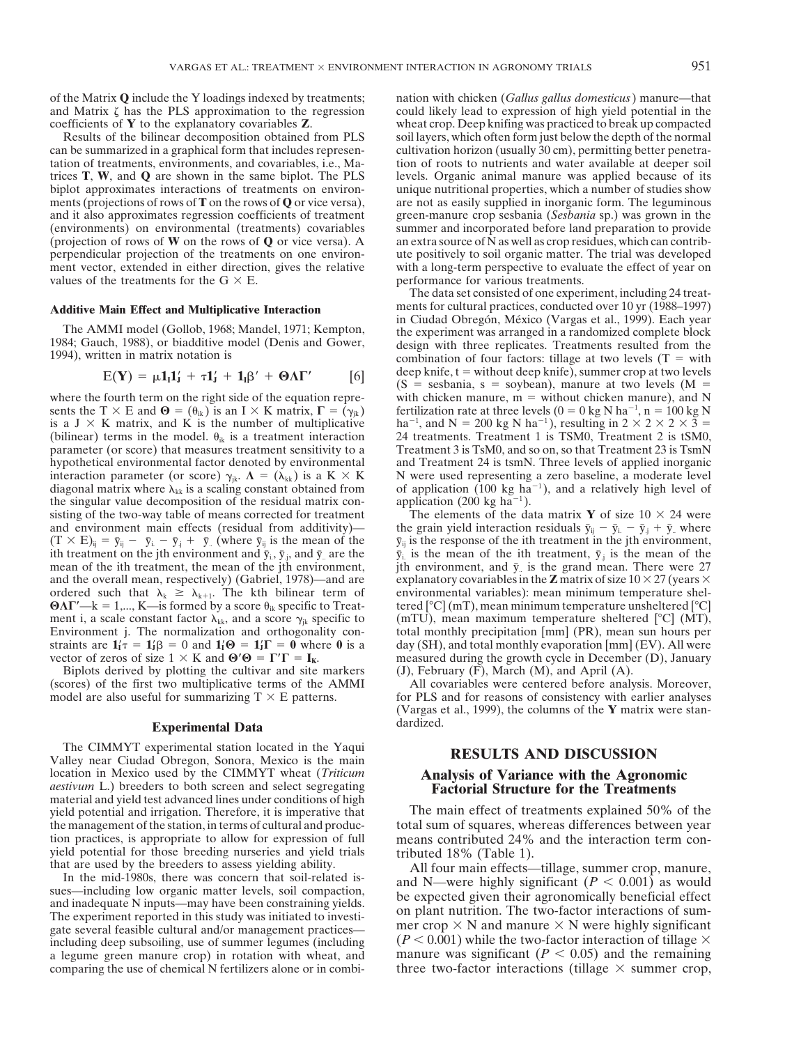of the Matrix **Q** include the Y loadings indexed by treatments; and Matrix $\zeta$ has the PLS approximation to the regression coefficients of **Y** to the explanatory covariables **Z**.

Results of the bilinear decomposition obtained from PLS can be summarized in a graphical form that includes representation of treatments, environments, and covariables, i.e., Matrices **T**, **W**, and **Q** are shown in the same biplot. The PLS biplot approximates interactions of treatments on environments (projections of rows of **T** on the rows of **Q** or vice versa), and it also approximates regression coefficients of treatment (environments) on environmental (treatments) covariables (projection of rows of **W** on the rows of **Q** or vice versa). A perpendicular projection of the treatments on one environment vector, extended in either direction, gives the relative values of the treatments for the G × E.

### Additive Main Effect and Multiplicative Interaction

The AMMI model (Gollob, 1968; Mandel, 1971; Kempton, 1984; Gauch, 1988), or biadditive model (Denis and Gower, 1994), written in matrix notation is

$$E(\mathbf{Y}) = \mu \mathbf{1}_I \mathbf{1}_J' + \tau \mathbf{1}_J' + \mathbf{1}_I \beta' + \mathbf{\Theta}\mathbf{\Lambda}\mathbf{\Gamma}' \qquad [6]$$

where the fourth term on the right side of the equation represents the T × E and $\mathbf{\Theta} = (\theta_{ik})$ is an I × K matrix, $\mathbf{\Gamma} = (\gamma_{jk})$ is a J × K matrix, and K is the number of multiplicative (bilinear) terms in the model. $\theta_{ik}$ is a treatment interaction parameter (or score) that measures treatment sensitivity to a hypothetical environmental factor denoted by environmental interaction parameter (or score) $\gamma_{jk}$. $\mathbf{\Lambda} = (\lambda_{kk})$ is a K × K diagonal matrix where $\lambda_{kk}$ is a scaling constant obtained from the singular value decomposition of the residual matrix consisting of the two-way table of means corrected for treatment and environment main effects (residual from additivity)—$(T \times E)_{ij} = \bar{y}_{ij} - \bar{y}_{i.} - \bar{y}_{.j} + \bar{y}_{..}$ (where $\bar{y}_{ij}$ is the mean of the ith treatment on the jth environment and $\bar{y}_{i.}$, $\bar{y}_{.j}$, and $\bar{y}_{..}$ are the mean of the ith treatment, the mean of the jth environment, and the overall mean, respectively) (Gabriel, 1978)—and are ordered such that $\lambda_k \geq \lambda_{k+1}$. The kth bilinear term of $\mathbf{\Theta}\mathbf{\Lambda}\mathbf{\Gamma}'$—k = 1,..., K—is formed by a score $\theta_{ik}$ specific to Treatment i, a scale constant factor $\lambda_{kk}$, and a score $\gamma_{jk}$ specific to Environment j. The normalization and orthogonality constraints are $\mathbf{1}_I'\tau = \mathbf{1}_J'\beta = 0$ and $\mathbf{1}_I'\mathbf{\Theta} = \mathbf{1}_J'\mathbf{\Gamma} = \mathbf{0}$ where $\mathbf{0}$ is a vector of zeros of size 1 × K and $\mathbf{\Theta}'\mathbf{\Theta} = \mathbf{\Gamma}'\mathbf{\Gamma} = \mathbf{I}_K$.

Biplots derived by plotting the cultivar and site markers (scores) of the first two multiplicative terms of the AMMI model are also useful for summarizing T × E patterns.

## Experimental Data

The CIMMYT experimental station located in the Yaqui Valley near Ciudad Obregon, Sonora, Mexico is the main location in Mexico used by the CIMMYT wheat (*Triticum aestivum* L.) breeders to both screen and select segregating material and yield test advanced lines under conditions of high yield potential and irrigation. Therefore, it is imperative that the management of the station, in terms of cultural and production practices, is appropriate to allow for expression of full yield potential for those breeding nurseries and yield trials that are used by the breeders to assess yielding ability.

In the mid-1980s, there was concern that soil-related issues—including low organic matter levels, soil compaction, and inadequate N inputs—may have been constraining yields. The experiment reported in this study was initiated to investigate several feasible cultural and/or management practices—including deep subsoiling, use of summer legumes (including a legume green manure crop) in rotation with wheat, and comparing the use of chemical N fertilizers alone or in combination with chicken (*Gallus gallus domesticus*) manure—that could likely lead to expression of high yield potential in the wheat crop. Deep knifing was practiced to break up compacted soil layers, which often form just below the depth of the normal cultivation horizon (usually 30 cm), permitting better penetration of roots to nutrients and water available at deeper soil levels. Organic animal manure was applied because of its unique nutritional properties, which a number of studies show are not as easily supplied in inorganic form. The leguminous green-manure crop sesbania (*Sesbania* sp.) was grown in the summer and incorporated before land preparation to provide an extra source of N as well as crop residues, which can contribute positively to soil organic matter. The trial was developed with a long-term perspective to evaluate the effect of year on performance for various treatments.

The data set consisted of one experiment, including 24 treatments for cultural practices, conducted over 10 yr (1988–1997) in Ciudad Obregón, México (Vargas et al., 1999). Each year the experiment was arranged in a randomized complete block design with three replicates. Treatments resulted from the combination of four factors: tillage at two levels (T = with deep knife, t = without deep knife), summer crop at two levels (S = sesbania, s = soybean), manure at two levels (M = with chicken manure, m = without chicken manure), and N fertilization rate at three levels (0 = 0 kg N ha$^{-1}$, n = 100 kg N ha$^{-1}$, and N = 200 kg N ha$^{-1}$), resulting in 2 × 2 × 2 × 3 = 24 treatments. Treatment 1 is TSM0, Treatment 2 is tSM0, Treatment 3 is TsM0, and so on, so that Treatment 23 is TsmN and Treatment 24 is tsmN. Three levels of applied inorganic N were used representing a zero baseline, a moderate level of application (100 kg ha$^{-1}$), and a relatively high level of application (200 kg ha$^{-1}$).

The elements of the data matrix **Y** of size 10 × 24 were the grain yield interaction residuals $\bar{y}_{ij} - \bar{y}_{i.} - \bar{y}_{.j} + \bar{y}_{..}$ where $\bar{y}_{ij}$ is the response of the ith treatment in the jth environment, $\bar{y}_{i.}$ is the mean of the ith treatment, $\bar{y}_{.j}$ is the mean of the jth environment, and $\bar{y}_{..}$ is the grand mean. There were 27 explanatory covariables in the **Z** matrix of size 10 × 27 (years × environmental variables): mean minimum temperature sheltered [°C] (mT), mean minimum temperature unsheltered [°C] (mTU), mean maximum temperature sheltered [°C] (MT), total monthly precipitation [mm] (PR), mean sun hours per day (SH), and total monthly evaporation [mm] (EV). All were measured during the growth cycle in December (D), January (J), February (F), March (M), and April (A).

All covariables were centered before analysis. Moreover, for PLS and for reasons of consistency with earlier analyses (Vargas et al., 1999), the columns of the **Y** matrix were standardized.

# RESULTS AND DISCUSSION

## Analysis of Variance with the Agronomic Factorial Structure for the Treatments

The main effect of treatments explained 50% of the total sum of squares, whereas differences between year means contributed 24% and the interaction term contributed 18% (Table 1).

All four main effects—tillage, summer crop, manure, and N—were highly significant ($P < 0.001$) as would be expected given their agronomically beneficial effect on plant nutrition. The two-factor interactions of summer crop × N and manure × N were highly significant ($P < 0.001$) while the two-factor interaction of tillage × manure was significant ($P < 0.05$) and the remaining three two-factor interactions (tillage × summer crop,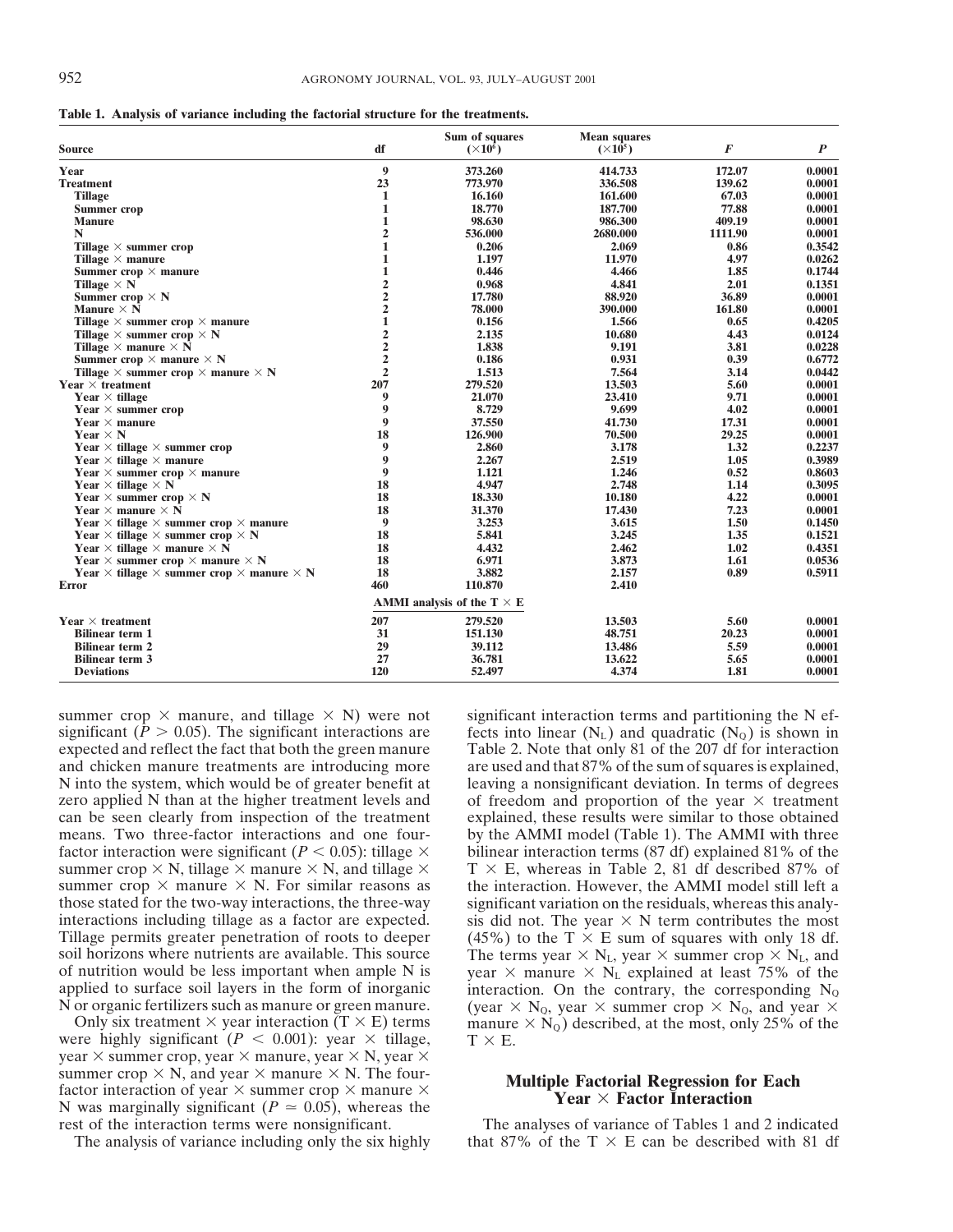**Table 1. Analysis of variance including the factorial structure for the treatments.**

| Source | df | Sum of squares ($\times 10^6$) | Mean squares ($\times 10^5$) | $F$ | $P$ |
|---|---|---|---|---|---|
| **Year** | 9 | 373.260 | 414.733 | 172.07 | 0.0001 |
| **Treatment** | 23 | 773.970 | 336.508 | 139.62 | 0.0001 |
| Tillage | 1 | 16.160 | 161.600 | 67.03 | 0.0001 |
| Summer crop | 1 | 18.770 | 187.700 | 77.88 | 0.0001 |
| Manure | 1 | 98.630 | 986.300 | 409.19 | 0.0001 |
| N | 2 | 536.000 | 2680.000 | 1111.90 | 0.0001 |
| Tillage × summer crop | 1 | 0.206 | 2.069 | 0.86 | 0.3542 |
| Tillage × manure | 1 | 1.197 | 11.970 | 4.97 | 0.0262 |
| Summer crop × manure | 1 | 0.446 | 4.466 | 1.85 | 0.1744 |
| Tillage × N | 2 | 0.968 | 4.841 | 2.01 | 0.1351 |
| Summer crop × N | 2 | 17.780 | 88.920 | 36.89 | 0.0001 |
| Manure × N | 2 | 78.000 | 390.000 | 161.80 | 0.0001 |
| Tillage × summer crop × manure | 1 | 0.156 | 1.566 | 0.65 | 0.4205 |
| Tillage × summer crop × N | 2 | 2.135 | 10.680 | 4.43 | 0.0124 |
| Tillage × manure × N | 2 | 1.838 | 9.191 | 3.81 | 0.0228 |
| Summer crop × manure × N | 2 | 0.186 | 0.931 | 0.39 | 0.6772 |
| Tillage × summer crop × manure × N | 2 | 1.513 | 7.564 | 3.14 | 0.0442 |
| **Year × treatment** | 207 | 279.520 | 13.503 | 5.60 | 0.0001 |
| Year × tillage | 9 | 21.070 | 23.410 | 9.71 | 0.0001 |
| Year × summer crop | 9 | 8.729 | 9.699 | 4.02 | 0.0001 |
| Year × manure | 9 | 37.550 | 41.730 | 17.31 | 0.0001 |
| Year × N | 18 | 126.900 | 70.500 | 29.25 | 0.0001 |
| Year × tillage × summer crop | 9 | 2.860 | 3.178 | 1.32 | 0.2237 |
| Year × tillage × manure | 9 | 2.267 | 2.519 | 1.05 | 0.3989 |
| Year × summer crop × manure | 9 | 1.121 | 1.246 | 0.52 | 0.8603 |
| Year × tillage × N | 18 | 4.947 | 2.748 | 1.14 | 0.3095 |
| Year × summer crop × N | 18 | 18.330 | 10.180 | 4.22 | 0.0001 |
| Year × manure × N | 18 | 31.370 | 17.430 | 7.23 | 0.0001 |
| Year × tillage × summer crop × manure | 9 | 3.253 | 3.615 | 1.50 | 0.1450 |
| Year × tillage × summer crop × N | 18 | 5.841 | 3.245 | 1.35 | 0.1521 |
| Year × tillage × manure × N | 18 | 4.432 | 2.462 | 1.02 | 0.4351 |
| Year × summer crop × manure × N | 18 | 6.971 | 3.873 | 1.61 | 0.0536 |
| Year × tillage × summer crop × manure × N | 18 | 3.882 | 2.157 | 0.89 | 0.5911 |
| **Error** | 460 | 110.870 | 2.410 | | |
| | | **AMMI analysis of the T × E** | | | |
| **Year × treatment** | 207 | 279.520 | 13.503 | 5.60 | 0.0001 |
| Bilinear term 1 | 31 | 151.130 | 48.751 | 20.23 | 0.0001 |
| Bilinear term 2 | 29 | 39.112 | 13.486 | 5.59 | 0.0001 |
| Bilinear term 3 | 27 | 36.781 | 13.622 | 5.65 | 0.0001 |
| Deviations | 120 | 52.497 | 4.374 | 1.81 | 0.0001 |

summer crop × manure, and tillage × N) were not significant ($P > 0.05$). The significant interactions are expected and reflect the fact that both the green manure and chicken manure treatments are introducing more N into the system, which would be of greater benefit at zero applied N than at the higher treatment levels and can be seen clearly from inspection of the treatment means. Two three-factor interactions and one four-factor interaction were significant ($P < 0.05$): tillage × summer crop × N, tillage × manure × N, and tillage × summer crop × manure × N. For similar reasons as those stated for the two-way interactions, the three-way interactions including tillage as a factor are expected. Tillage permits greater penetration of roots to deeper soil horizons where nutrients are available. This source of nutrition would be less important when ample N is applied to surface soil layers in the form of inorganic N or organic fertilizers such as manure or green manure.

Only six treatment × year interaction (T × E) terms were highly significant ($P < 0.001$): year × tillage, year × summer crop, year × manure, year × N, year × summer crop × N, and year × manure × N. The four-factor interaction of year × summer crop × manure × N was marginally significant ($P \simeq 0.05$), whereas the rest of the interaction terms were nonsignificant.

The analysis of variance including only the six highly significant interaction terms and partitioning the N effects into linear ($N_L$) and quadratic ($N_Q$) is shown in Table 2. Note that only 81 of the 207 df for interaction are used and that 87% of the sum of squares is explained, leaving a nonsignificant deviation. In terms of degrees of freedom and proportion of the year × treatment explained, these results were similar to those obtained by the AMMI model (Table 1). The AMMI with three bilinear interaction terms (87 df) explained 81% of the T × E, whereas in Table 2, 81 df described 87% of the interaction. However, the AMMI model still left a significant variation on the residuals, whereas this analysis did not. The year × N term contributes the most (45%) to the T × E sum of squares with only 18 df. The terms year × $N_L$, year × summer crop × $N_L$, and year × manure × $N_L$ explained at least 75% of the interaction. On the contrary, the corresponding $N_Q$ (year × $N_Q$, year × summer crop × $N_Q$, and year × manure × $N_Q$) described, at the most, only 25% of the T × E.

## Multiple Factorial Regression for Each Year × Factor Interaction

The analyses of variance of Tables 1 and 2 indicated that 87% of the T × E can be described with 81 df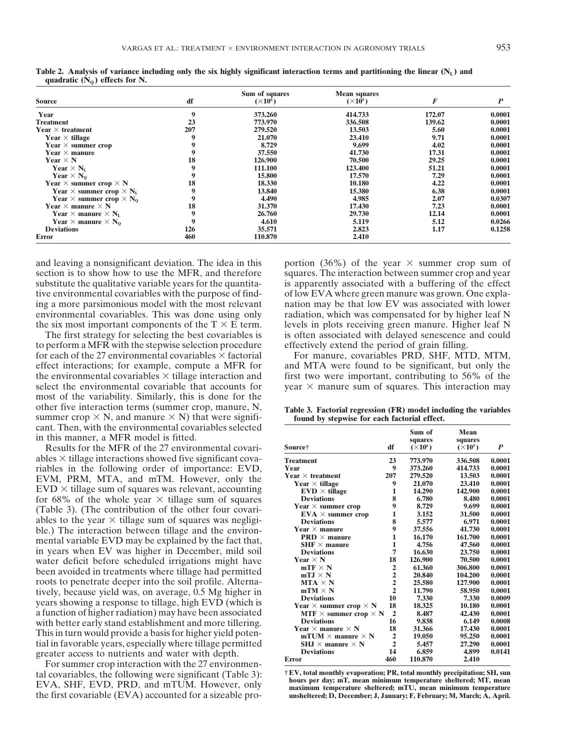**Table 2. Analysis of variance including only the six highly significant interaction terms and partitioning the linear ($N_L$) and quadratic ($N_Q$) effects for N.**

| Source | df | Sum of squares ($\times 10^6$) | Mean squares ($\times 10^5$) | *F* | *P* |
|---|---|---|---|---|---|
| **Year** | **9** | **373.260** | **414.733** | **172.07** | **0.0001** |
| **Treatment** | **23** | **773.970** | **336.508** | **139.62** | **0.0001** |
| **Year × treatment** | **207** | **279.520** | **13.503** | **5.60** | **0.0001** |
| **Year × tillage** | **9** | **21.070** | **23.410** | **9.71** | **0.0001** |
| **Year × summer crop** | **9** | **8.729** | **9.699** | **4.02** | **0.0001** |
| **Year × manure** | **9** | **37.550** | **41.730** | **17.31** | **0.0001** |
| **Year × N** | **18** | **126.900** | **70.500** | **29.25** | **0.0001** |
| **Year × $N_L$** | **9** | **111.100** | **123.400** | **51.21** | **0.0001** |
| **Year × $N_Q$** | **9** | **15.800** | **17.570** | **7.29** | **0.0001** |
| **Year × summer crop × N** | **18** | **18.330** | **10.180** | **4.22** | **0.0001** |
| **Year × summer crop × $N_L$** | **9** | **13.840** | **15.380** | **6.38** | **0.0001** |
| **Year × summer crop × $N_Q$** | **9** | **4.490** | **4.985** | **2.07** | **0.0307** |
| **Year × manure × N** | **18** | **31.370** | **17.430** | **7.23** | **0.0001** |
| **Year × manure × $N_L$** | **9** | **26.760** | **29.730** | **12.14** | **0.0001** |
| **Year × manure × $N_Q$** | **9** | **4.610** | **5.119** | **5.12** | **0.0266** |
| **Deviations** | **126** | **35.571** | **2.823** | **1.17** | **0.1258** |
| **Error** | **460** | **110.870** | **2.410** | | |

and leaving a nonsignificant deviation. The idea in this section is to show how to use the MFR, and therefore substitute the qualitative variable years for the quantitative environmental covariables with the purpose of finding a more parsimonious model with the most relevant environmental covariables. This was done using only the six most important components of the T × E term.

The first strategy for selecting the best covariables is to perform a MFR with the stepwise selection procedure for each of the 27 environmental covariables × factorial effect interactions; for example, compute a MFR for the environmental covariables × tillage interaction and select the environmental covariable that accounts for most of the variability. Similarly, this is done for the other five interaction terms (summer crop, manure, N, summer crop × N, and manure × N) that were significant. Then, with the environmental covariables selected in this manner, a MFR model is fitted.

Results for the MFR of the 27 environmental covariables × tillage interactions showed five significant covariables in the following order of importance: EVD, EVM, PRM, MTA, and mTM. However, only the EVD × tillage sum of squares was relevant, accounting for 68% of the whole year × tillage sum of squares (Table 3). (The contribution of the other four covariables to the year × tillage sum of squares was negligible.) The interaction between tillage and the environmental variable EVD may be explained by the fact that, in years when EV was higher in December, mild soil water deficit before scheduled irrigations might have been avoided in treatments where tillage had permitted roots to penetrate deeper into the soil profile. Alternatively, because yield was, on average, 0.5 Mg higher in years showing a response to tillage, high EVD (which is a function of higher radiation) may have been associated with better early stand establishment and more tillering. This in turn would provide a basis for higher yield potential in favorable years, especially where tillage permitted greater access to nutrients and water with depth.

For summer crop interaction with the 27 environmental covariables, the following were significant (Table 3): EVA, SHF, EVD, PRD, and mTUM. However, only the first covariable (EVA) accounted for a sizeable proportion (36%) of the year × summer crop sum of squares. The interaction between summer crop and year is apparently associated with a buffering of the effect of low EVA where green manure was grown. One explanation may be that low EV was associated with lower radiation, which was compensated for by higher leaf N levels in plots receiving green manure. Higher leaf N is often associated with delayed senescence and could effectively extend the period of grain filling.

For manure, covariables PRD, SHF, MTD, MTM, and MTA were found to be significant, but only the first two were important, contributing to 56% of the year × manure sum of squares. This interaction may

**Table 3. Factorial regression (FR) model including the variables found by stepwise for each factorial effect.**

| Source† | df | Sum of squares ($\times 10^6$) | Mean squares ($\times 10^5$) | *P* |
|---|---|---|---|---|
| **Treatment** | **23** | **773.970** | **336.508** | **0.0001** |
| **Year** | **9** | **373.260** | **414.733** | **0.0001** |
| **Year × treatment** | **207** | **279.520** | **13.503** | **0.0001** |
| **Year × tillage** | **9** | **21.070** | **23.410** | **0.0001** |
| **EVD × tillage** | **1** | **14.290** | **142.900** | **0.0001** |
| **Deviations** | **8** | **6.780** | **8.480** | **0.0001** |
| **Year × summer crop** | **9** | **8.729** | **9.699** | **0.0001** |
| **EVA × summer crop** | **1** | **3.152** | **31.500** | **0.0001** |
| **Deviations** | **8** | **5.577** | **6.971** | **0.0001** |
| **Year × manure** | **9** | **37.556** | **41.730** | **0.0001** |
| **PRD × manure** | **1** | **16.170** | **161.700** | **0.0001** |
| **SHF × manure** | **1** | **4.756** | **47.560** | **0.0001** |
| **Deviations** | **7** | **16.630** | **23.750** | **0.0001** |
| **Year × N** | **18** | **126.900** | **70.500** | **0.0001** |
| **mTF × N** | **2** | **61.360** | **306.800** | **0.0001** |
| **mTJ × N** | **2** | **20.840** | **104.200** | **0.0001** |
| **MTA × N** | **2** | **25.580** | **127.900** | **0.0001** |
| **mTM × N** | **2** | **11.790** | **58.950** | **0.0001** |
| **Deviations** | **10** | **7.330** | **7.330** | **0.0009** |
| **Year × summer crop × N** | **18** | **18.325** | **10.180** | **0.0001** |
| **MTF × summer crop × N** | **2** | **8.487** | **42.430** | **0.0001** |
| **Deviations** | **16** | **9.838** | **6.149** | **0.0008** |
| **Year × manure × N** | **18** | **31.366** | **17.430** | **0.0001** |
| **mTUM × manure × N** | **2** | **19.050** | **95.250** | **0.0001** |
| **SHJ × manure × N** | **2** | **5.457** | **27.290** | **0.0001** |
| **Deviations** | **14** | **6.859** | **4.899** | **0.0141** |
| **Error** | **460** | **110.870** | **2.410** | |

† EV, total monthly evaporation; PR, total monthly precipitation; SH, sun hours per day; mT, mean minimum temperature sheltered; MT, mean maximum temperature sheltered; mTU, mean minimum temperature unsheltered; D, December; J, January; F, February; M, March; A, April.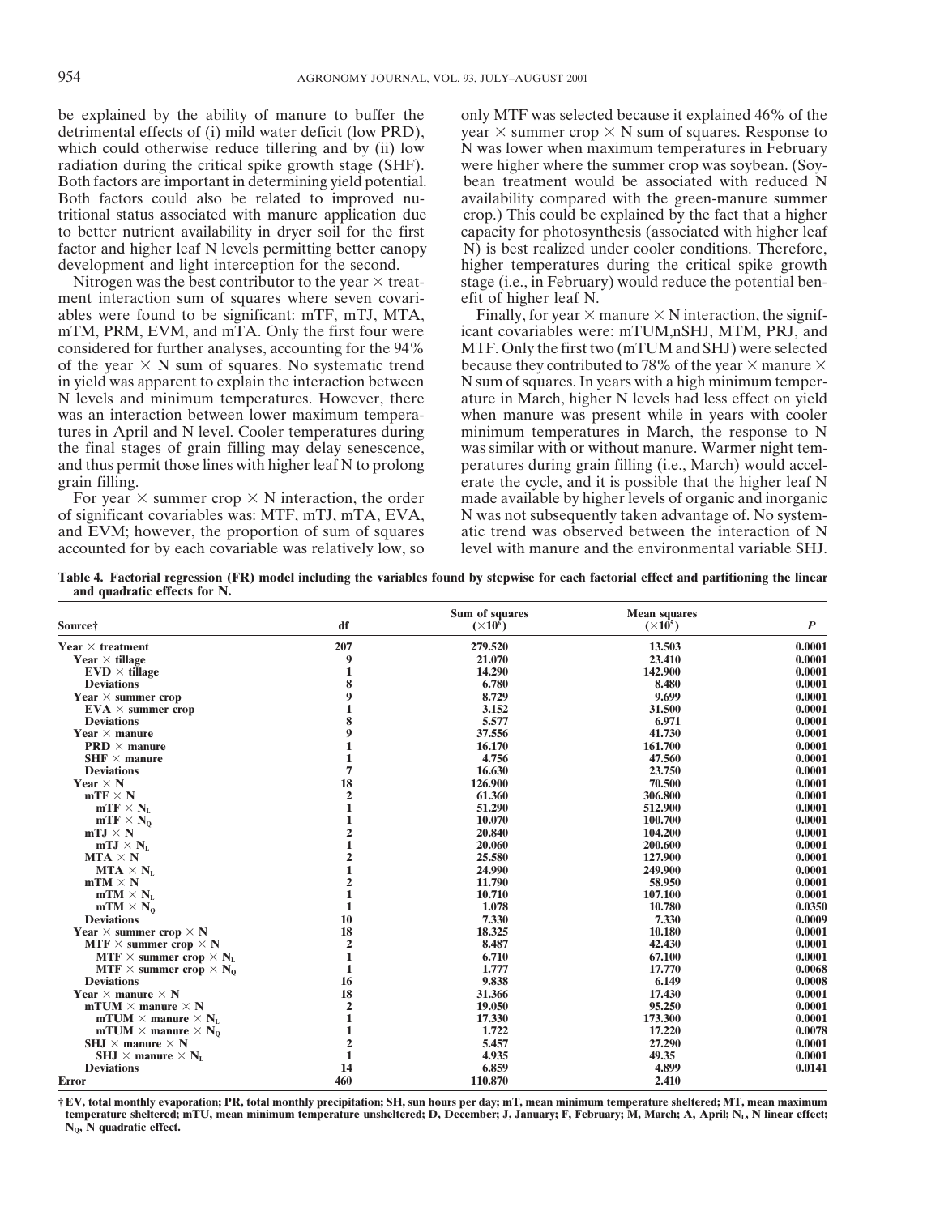be explained by the ability of manure to buffer the detrimental effects of (i) mild water deficit (low PRD), which could otherwise reduce tillering and by (ii) low radiation during the critical spike growth stage (SHF). Both factors are important in determining yield potential. Both factors could also be related to improved nutritional status associated with manure application due to better nutrient availability in dryer soil for the first factor and higher leaf N levels permitting better canopy development and light interception for the second.

Nitrogen was the best contributor to the year × treatment interaction sum of squares where seven covariables were found to be significant: mTF, mTJ, MTA, mTM, PRM, EVM, and mTA. Only the first four were considered for further analyses, accounting for the 94% of the year × N sum of squares. No systematic trend in yield was apparent to explain the interaction between N levels and minimum temperatures. However, there was an interaction between lower maximum temperatures in April and N level. Cooler temperatures during the final stages of grain filling may delay senescence, and thus permit those lines with higher leaf N to prolong grain filling.

For year × summer crop × N interaction, the order of significant covariables was: MTF, mTJ, mTA, EVA, and EVM; however, the proportion of sum of squares accounted for by each covariable was relatively low, so only MTF was selected because it explained 46% of the year × summer crop × N sum of squares. Response to N was lower when maximum temperatures in February were higher where the summer crop was soybean. (Soybean treatment would be associated with reduced N availability compared with the green-manure summer crop.) This could be explained by the fact that a higher capacity for photosynthesis (associated with higher leaf N) is best realized under cooler conditions. Therefore, higher temperatures during the critical spike growth stage (i.e., in February) would reduce the potential benefit of higher leaf N.

Finally, for year × manure × N interaction, the significant covariables were: mTUM,nSHJ, MTM, PRJ, and MTF. Only the first two (mTUM and SHJ) were selected because they contributed to 78% of the year × manure × N sum of squares. In years with a high minimum temperature in March, higher N levels had less effect on yield when manure was present while in years with cooler minimum temperatures in March, the response to N was similar with or without manure. Warmer night temperatures during grain filling (i.e., March) would accelerate the cycle, and it is possible that the higher leaf N made available by higher levels of organic and inorganic N was not subsequently taken advantage of. No systematic trend was observed between the interaction of N level with manure and the environmental variable SHJ.

**Table 4. Factorial regression (FR) model including the variables found by stepwise for each factorial effect and partitioning the linear and quadratic effects for N.**

| Source† | df | Sum of squares ($\times 10^6$) | Mean squares ($\times 10^5$) | *P* |
|---|---|---|---|---|
| **Year × treatment** | 207 | 279.520 | 13.503 | 0.0001 |
| **Year × tillage** | 9 | 21.070 | 23.410 | 0.0001 |
| **EVD × tillage** | 1 | 14.290 | 142.900 | 0.0001 |
| **Deviations** | 8 | 6.780 | 8.480 | 0.0001 |
| **Year × summer crop** | 9 | 8.729 | 9.699 | 0.0001 |
| **EVA × summer crop** | 1 | 3.152 | 31.500 | 0.0001 |
| **Deviations** | 8 | 5.577 | 6.971 | 0.0001 |
| **Year × manure** | 9 | 37.556 | 41.730 | 0.0001 |
| **PRD × manure** | 1 | 16.170 | 161.700 | 0.0001 |
| **SHF × manure** | 1 | 4.756 | 47.560 | 0.0001 |
| **Deviations** | 7 | 16.630 | 23.750 | 0.0001 |
| **Year × N** | 18 | 126.900 | 70.500 | 0.0001 |
| **mTF × N** | 2 | 61.360 | 306.800 | 0.0001 |
| **mTF × $N_L$** | 1 | 51.290 | 512.900 | 0.0001 |
| **mTF × $N_Q$** | 1 | 10.070 | 100.700 | 0.0001 |
| **mTJ × N** | 2 | 20.840 | 104.200 | 0.0001 |
| **mTJ × $N_L$** | 1 | 20.060 | 200.600 | 0.0001 |
| **MTA × N** | 2 | 25.580 | 127.900 | 0.0001 |
| **MTA × $N_L$** | 1 | 24.990 | 249.900 | 0.0001 |
| **mTM × N** | 2 | 11.790 | 58.950 | 0.0001 |
| **mTM × $N_L$** | 1 | 10.710 | 107.100 | 0.0001 |
| **mTM × $N_Q$** | 1 | 1.078 | 10.780 | 0.0350 |
| **Deviations** | 10 | 7.330 | 7.330 | 0.0009 |
| **Year × summer crop × N** | 18 | 18.325 | 10.180 | 0.0001 |
| **MTF × summer crop × N** | 2 | 8.487 | 42.430 | 0.0001 |
| **MTF × summer crop × $N_L$** | 1 | 6.710 | 67.100 | 0.0001 |
| **MTF × summer crop × $N_Q$** | 1 | 1.777 | 17.770 | 0.0068 |
| **Deviations** | 16 | 9.838 | 6.149 | 0.0008 |
| **Year × manure × N** | 18 | 31.366 | 17.430 | 0.0001 |
| **mTUM × manure × N** | 2 | 19.050 | 95.250 | 0.0001 |
| **mTUM × manure × $N_L$** | 1 | 17.330 | 173.300 | 0.0001 |
| **mTUM × manure × $N_Q$** | 1 | 1.722 | 17.220 | 0.0078 |
| **SHJ × manure × N** | 2 | 5.457 | 27.290 | 0.0001 |
| **SHJ × manure × $N_L$** | 1 | 4.935 | 49.35 | 0.0001 |
| **Deviations** | 14 | 6.859 | 4.899 | 0.0141 |
| **Error** | 460 | 110.870 | 2.410 | |

† EV, total monthly evaporation; PR, total monthly precipitation; SH, sun hours per day; mT, mean minimum temperature sheltered; MT, mean maximum temperature sheltered; mTU, mean minimum temperature unsheltered; D, December; J, January; F, February; M, March; A, April; $N_L$, N linear effect; $N_Q$, N quadratic effect.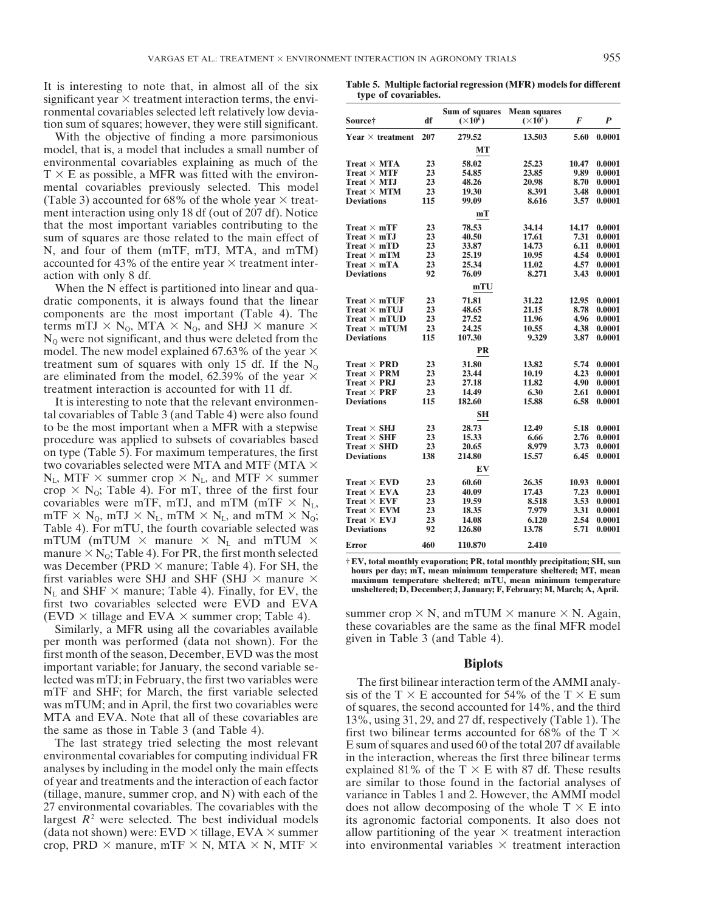It is interesting to note that, in almost all of the six significant year × treatment interaction terms, the environmental covariables selected left relatively low deviation sum of squares; however, they were still significant.

With the objective of finding a more parsimonious model, that is, a model that includes a small number of environmental covariables explaining as much of the T × E as possible, a MFR was fitted with the environmental covariables previously selected. This model (Table 3) accounted for 68% of the whole year × treatment interaction using only 18 df (out of 207 df). Notice that the most important variables contributing to the sum of squares are those related to the main effect of N, and four of them (mTF, mTJ, MTA, and mTM) accounted for 43% of the entire year × treatment interaction with only 8 df.

When the N effect is partitioned into linear and quadratic components, it is always found that the linear components are the most important (Table 4). The terms mTJ × $N_Q$, MTA × $N_Q$, and SHJ × manure × $N_Q$ were not significant, and thus were deleted from the model. The new model explained 67.63% of the year × treatment sum of squares with only 15 df. If the $N_Q$ are eliminated from the model, 62.39% of the year × treatment interaction is accounted for with 11 df.

It is interesting to note that the relevant environmental covariables of Table 3 (and Table 4) were also found to be the most important when a MFR with a stepwise procedure was applied to subsets of covariables based on type (Table 5). For maximum temperatures, the first two covariables selected were MTA and MTF (MTA × $N_L$, MTF × summer crop × $N_L$, and MTF × summer crop × $N_Q$; Table 4). For mT, three of the first four covariables were mTF, mTJ, and mTM (mTF × $N_L$, mTF × $N_Q$, mTJ × $N_L$, mTM × $N_L$, and mTM × $N_Q$; Table 4). For mTU, the fourth covariable selected was mTUM (mTUM × manure × $N_L$ and mTUM × manure × $N_Q$; Table 4). For PR, the first month selected was December (PRD × manure; Table 4). For SH, the first variables were SHJ and SHF (SHJ × manure × $N_L$ and SHF × manure; Table 4). Finally, for EV, the first two covariables selected were EVD and EVA (EVD × tillage and EVA × summer crop; Table 4).

Similarly, a MFR using all the covariables available per month was performed (data not shown). For the first month of the season, December, EVD was the most important variable; for January, the second variable selected was mTJ; in February, the first two variables were mTF and SHF; for March, the first variable selected was mTUM; and in April, the first two covariables were MTA and EVA. Note that all of these covariables are the same as those in Table 3 (and Table 4).

The last strategy tried selecting the most relevant environmental covariables for computing individual FR analyses by including in the model only the main effects of year and treatments and the interaction of each factor (tillage, manure, summer crop, and N) with each of the 27 environmental covariables. The covariables with the largest $R^2$ were selected. The best individual models (data not shown) were: EVD × tillage, EVA × summer crop, PRD × manure, mTF × N, MTA × N, MTF × summer crop × N, and mTUM × manure × N. Again, these covariables are the same as the final MFR model given in Table 3 (and Table 4).

**Table 5. Multiple factorial regression (MFR) models for different type of covariables.**

| Source† | df | Sum of squares ($\times 10^6$) | Mean squares ($\times 10^5$) | $F$ | $P$ |
|---|---|---|---|---|---|
| **Year × treatment** | **207** | **279.52** | **13.503** | **5.60** | **0.0001** |
| | | **MT** | | | |
| Treat × MTA | 23 | 58.02 | 25.23 | 10.47 | 0.0001 |
| Treat × MTF | 23 | 54.85 | 23.85 | 9.89 | 0.0001 |
| Treat × MTJ | 23 | 48.26 | 20.98 | 8.70 | 0.0001 |
| Treat × MTM | 23 | 19.30 | 8.391 | 3.48 | 0.0001 |
| Deviations | 115 | 99.09 | 8.616 | 3.57 | 0.0001 |
| | | **mT** | | | |
| Treat × mTF | 23 | 78.53 | 34.14 | 14.17 | 0.0001 |
| Treat × mTJ | 23 | 40.50 | 17.61 | 7.31 | 0.0001 |
| Treat × mTD | 23 | 33.87 | 14.73 | 6.11 | 0.0001 |
| Treat × mTM | 23 | 25.19 | 10.95 | 4.54 | 0.0001 |
| Treat × mTA | 23 | 25.34 | 11.02 | 4.57 | 0.0001 |
| Deviations | 92 | 76.09 | 8.271 | 3.43 | 0.0001 |
| | | **mTU** | | | |
| Treat × mTUF | 23 | 71.81 | 31.22 | 12.95 | 0.0001 |
| Treat × mTUJ | 23 | 48.65 | 21.15 | 8.78 | 0.0001 |
| Treat × mTUD | 23 | 27.52 | 11.96 | 4.96 | 0.0001 |
| Treat × mTUM | 23 | 24.25 | 10.55 | 4.38 | 0.0001 |
| Deviations | 115 | 107.30 | 9.329 | 3.87 | 0.0001 |
| | | **PR** | | | |
| Treat × PRD | 23 | 31.80 | 13.82 | 5.74 | 0.0001 |
| Treat × PRM | 23 | 23.44 | 10.19 | 4.23 | 0.0001 |
| Treat × PRJ | 23 | 27.18 | 11.82 | 4.90 | 0.0001 |
| Treat × PRF | 23 | 14.49 | 6.30 | 2.61 | 0.0001 |
| Deviations | 115 | 182.60 | 15.88 | 6.58 | 0.0001 |
| | | **SH** | | | |
| Treat × SHJ | 23 | 28.73 | 12.49 | 5.18 | 0.0001 |
| Treat × SHF | 23 | 15.33 | 6.66 | 2.76 | 0.0001 |
| Treat × SHD | 23 | 20.65 | 8.979 | 3.73 | 0.0001 |
| Deviations | 138 | 214.80 | 15.57 | 6.45 | 0.0001 |
| | | **EV** | | | |
| Treat × EVD | 23 | 60.60 | 26.35 | 10.93 | 0.0001 |
| Treat × EVA | 23 | 40.09 | 17.43 | 7.23 | 0.0001 |
| Treat × EVF | 23 | 19.59 | 8.518 | 3.53 | 0.0001 |
| Treat × EVM | 23 | 18.35 | 7.979 | 3.31 | 0.0001 |
| Treat × EVJ | 23 | 14.08 | 6.120 | 2.54 | 0.0001 |
| Deviations | 92 | 126.80 | 13.78 | 5.71 | 0.0001 |
| **Error** | **460** | **110.870** | **2.410** | | |

† EV, total monthly evaporation; PR, total monthly precipitation; SH, sun hours per day; mT, mean minimum temperature sheltered; MT, mean maximum temperature sheltered; mTU, mean minimum temperature unsheltered; D, December; J, January; F, February; M, March; A, April.

## Biplots

The first bilinear interaction term of the AMMI analysis of the T × E accounted for 54% of the T × E sum of squares, the second accounted for 14%, and the third 13%, using 31, 29, and 27 df, respectively (Table 1). The first two bilinear terms accounted for 68% of the T × E sum of squares and used 60 of the total 207 df available in the interaction, whereas the first three bilinear terms explained 81% of the T × E with 87 df. These results are similar to those found in the factorial analyses of variance in Tables 1 and 2. However, the AMMI model does not allow decomposing of the whole T × E into its agronomic factorial components. It also does not allow partitioning of the year × treatment interaction into environmental variables × treatment interaction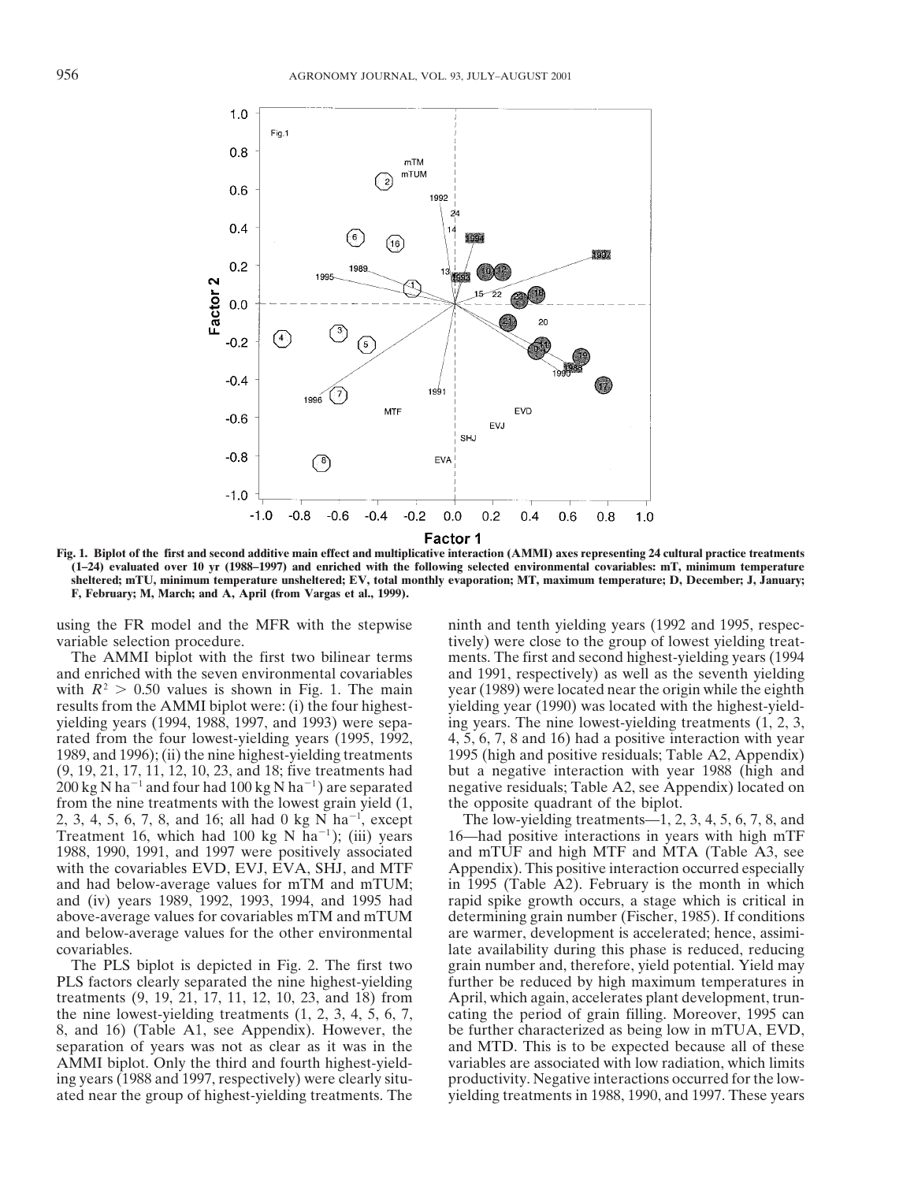Fig. 1. Biplot of the first and second additive main effect and multiplicative interaction (AMMI) axes representing 24 cultural practice treatments (1–24) evaluated over 10 yr (1988–1997) and enriched with the following selected environmental covariables: mT, minimum temperature sheltered; mTU, minimum temperature unsheltered; EV, total monthly evaporation; MT, maximum temperature; D, December; J, January; F, February; M, March; and A, April (from Vargas et al., 1999).

using the FR model and the MFR with the stepwise variable selection procedure.

The AMMI biplot with the first two bilinear terms and enriched with the seven environmental covariables with $R^2 > 0.50$ values is shown in Fig. 1. The main results from the AMMI biplot were: (i) the four highest-yielding years (1994, 1988, 1997, and 1993) were separated from the four lowest-yielding years (1995, 1992, 1989, and 1996); (ii) the nine highest-yielding treatments (9, 19, 21, 17, 11, 12, 10, 23, and 18; five treatments had 200 kg N ha$^{-1}$ and four had 100 kg N ha$^{-1}$) are separated from the nine treatments with the lowest grain yield (1, 2, 3, 4, 5, 6, 7, 8, and 16; all had 0 kg N ha$^{-1}$, except Treatment 16, which had 100 kg N ha$^{-1}$); (iii) years 1988, 1990, 1991, and 1997 were positively associated with the covariables EVD, EVJ, EVA, SHJ, and MTF and had below-average values for mTM and mTUM; and (iv) years 1989, 1992, 1993, 1994, and 1995 had above-average values for covariables mTM and mTUM and below-average values for the other environmental covariables.

The PLS biplot is depicted in Fig. 2. The first two PLS factors clearly separated the nine highest-yielding treatments (9, 19, 21, 17, 11, 12, 10, 23, and 18) from the nine lowest-yielding treatments (1, 2, 3, 4, 5, 6, 7, 8, and 16) (Table A1, see Appendix). However, the separation of years was not as clear as it was in the AMMI biplot. Only the third and fourth highest-yielding years (1988 and 1997, respectively) were clearly situated near the group of highest-yielding treatments. The ninth and tenth yielding years (1992 and 1995, respectively) were close to the group of lowest yielding treatments. The first and second highest-yielding years (1994 and 1991, respectively) as well as the seventh yielding year (1989) were located near the origin while the eighth yielding year (1990) was located with the highest-yielding years. The nine lowest-yielding treatments (1, 2, 3, 4, 5, 6, 7, 8 and 16) had a positive interaction with year 1995 (high and positive residuals; Table A2, Appendix) but a negative interaction with year 1988 (high and negative residuals; Table A2, see Appendix) located on the opposite quadrant of the biplot.

The low-yielding treatments—1, 2, 3, 4, 5, 6, 7, 8, and 16—had positive interactions in years with high mTF and mTUF and high MTF and MTA (Table A3, see Appendix). This positive interaction occurred especially in 1995 (Table A2). February is the month in which rapid spike growth occurs, a stage which is critical in determining grain number (Fischer, 1985). If conditions are warmer, development is accelerated; hence, assimilate availability during this phase is reduced, reducing grain number and, therefore, yield potential. Yield may further be reduced by high maximum temperatures in April, which again, accelerates plant development, truncating the period of grain filling. Moreover, 1995 can be further characterized as being low in mTUA, EVD, and MTD. This is to be expected because all of these variables are associated with low radiation, which limits productivity. Negative interactions occurred for the low-yielding treatments in 1988, 1990, and 1997. These years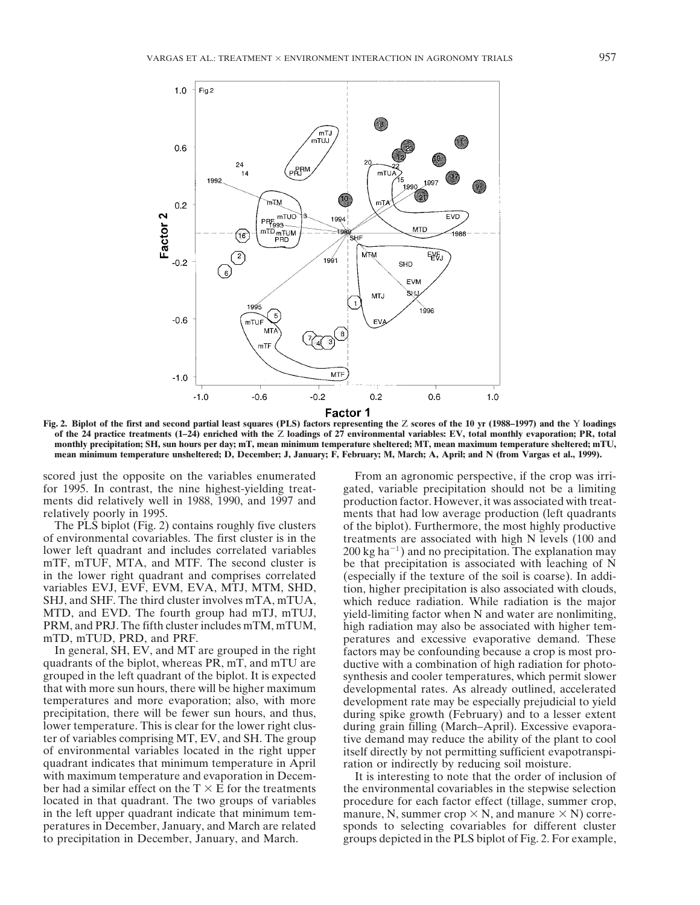Fig. 2. Biplot of the first and second partial least squares (PLS) factors representing the Z scores of the 10 yr (1988–1997) and the Y loadings of the 24 practice treatments (1–24) enriched with the Z loadings of 27 environmental variables: EV, total monthly evaporation; PR, total monthly precipitation; SH, sun hours per day; mT, mean minimum temperature sheltered; MT, mean maximum temperature sheltered; mTU, mean minimum temperature unsheltered; D, December; J, January; F, February; M, March; A, April; and N (from Vargas et al., 1999).

scored just the opposite on the variables enumerated for 1995. In contrast, the nine highest-yielding treatments did relatively well in 1988, 1990, and 1997 and relatively poorly in 1995.

The PLS biplot (Fig. 2) contains roughly five clusters of environmental covariables. The first cluster is in the lower left quadrant and includes correlated variables mTF, mTUF, MTA, and MTF. The second cluster is in the lower right quadrant and comprises correlated variables EVJ, EVF, EVM, EVA, MTJ, MTM, SHD, SHJ, and SHF. The third cluster involves mTA, mTUA, MTD, and EVD. The fourth group had mTJ, mTUJ, PRM, and PRJ. The fifth cluster includes mTM, mTUM, mTD, mTUD, PRD, and PRF.

In general, SH, EV, and MT are grouped in the right quadrants of the biplot, whereas PR, mT, and mTU are grouped in the left quadrant of the biplot. It is expected that with more sun hours, there will be higher maximum temperatures and more evaporation; also, with more precipitation, there will be fewer sun hours, and thus, lower temperature. This is clear for the lower right cluster of variables comprising MT, EV, and SH. The group of environmental variables located in the right upper quadrant indicates that minimum temperature in April with maximum temperature and evaporation in December had a similar effect on the T × E for the treatments located in that quadrant. The two groups of variables in the left upper quadrant indicate that minimum temperatures in December, January, and March are related to precipitation in December, January, and March.

From an agronomic perspective, if the crop was irrigated, variable precipitation should not be a limiting production factor. However, it was associated with treatments that had low average production (left quadrants of the biplot). Furthermore, the most highly productive treatments are associated with high N levels (100 and 200 kg ha$^{-1}$) and no precipitation. The explanation may be that precipitation is associated with leaching of N (especially if the texture of the soil is coarse). In addition, higher precipitation is also associated with clouds, which reduce radiation. While radiation is the major yield-limiting factor when N and water are nonlimiting, high radiation may also be associated with higher temperatures and excessive evaporative demand. These factors may be confounding because a crop is most productive with a combination of high radiation for photosynthesis and cooler temperatures, which permit slower developmental rates. As already outlined, accelerated development rate may be especially prejudicial to yield during spike growth (February) and to a lesser extent during grain filling (March–April). Excessive evaporative demand may reduce the ability of the plant to cool itself directly by not permitting sufficient evapotranspiration or indirectly by reducing soil moisture.

It is interesting to note that the order of inclusion of the environmental covariables in the stepwise selection procedure for each factor effect (tillage, summer crop, manure, N, summer crop × N, and manure × N) corresponds to selecting covariables for different cluster groups depicted in the PLS biplot of Fig. 2. For example,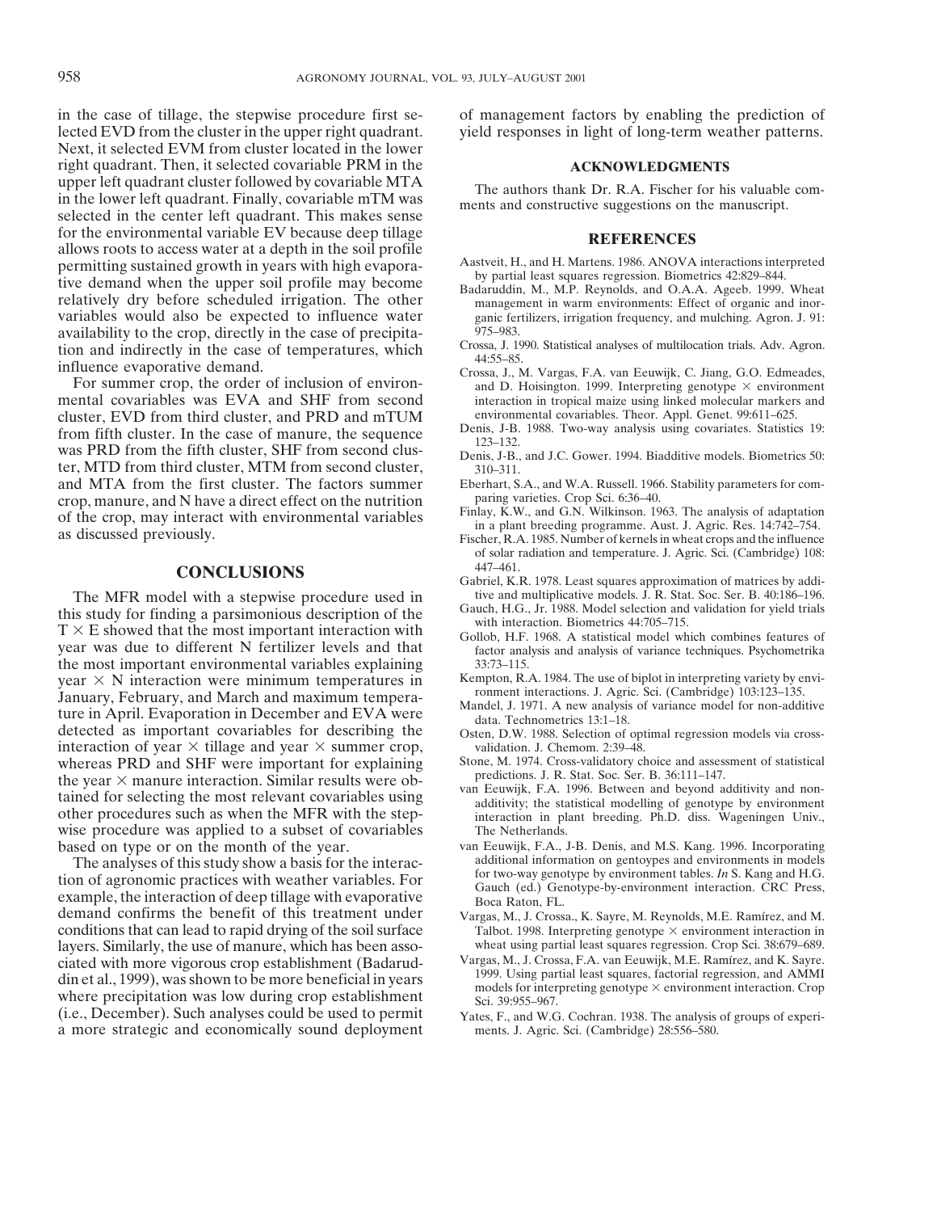in the case of tillage, the stepwise procedure first selected EVD from the cluster in the upper right quadrant. Next, it selected EVM from cluster located in the lower right quadrant. Then, it selected covariable PRM in the upper left quadrant cluster followed by covariable MTA in the lower left quadrant. Finally, covariable mTM was selected in the center left quadrant. This makes sense for the environmental variable EV because deep tillage allows roots to access water at a depth in the soil profile permitting sustained growth in years with high evaporative demand when the upper soil profile may become relatively dry before scheduled irrigation. The other variables would also be expected to influence water availability to the crop, directly in the case of precipitation and indirectly in the case of temperatures, which influence evaporative demand.

For summer crop, the order of inclusion of environmental covariables was EVA and SHF from second cluster, EVD from third cluster, and PRD and mTUM from fifth cluster. In the case of manure, the sequence was PRD from the fifth cluster, SHF from second cluster, MTD from third cluster, MTM from second cluster, and MTA from the first cluster. The factors summer crop, manure, and N have a direct effect on the nutrition of the crop, may interact with environmental variables as discussed previously.

## CONCLUSIONS

The MFR model with a stepwise procedure used in this study for finding a parsimonious description of the T × E showed that the most important interaction with year was due to different N fertilizer levels and that the most important environmental variables explaining year × N interaction were minimum temperatures in January, February, and March and maximum temperature in April. Evaporation in December and EVA were detected as important covariables for describing the interaction of year × tillage and year × summer crop, whereas PRD and SHF were important for explaining the year × manure interaction. Similar results were obtained for selecting the most relevant covariables using other procedures such as when the MFR with the stepwise procedure was applied to a subset of covariables based on type or on the month of the year.

The analyses of this study show a basis for the interaction of agronomic practices with weather variables. For example, the interaction of deep tillage with evaporative demand confirms the benefit of this treatment under conditions that can lead to rapid drying of the soil surface layers. Similarly, the use of manure, which has been associated with more vigorous crop establishment (Badaruddin et al., 1999), was shown to be more beneficial in years where precipitation was low during crop establishment (i.e., December). Such analyses could be used to permit a more strategic and economically sound deployment of management factors by enabling the prediction of yield responses in light of long-term weather patterns.

## ACKNOWLEDGMENTS

The authors thank Dr. R.A. Fischer for his valuable comments and constructive suggestions on the manuscript.

## REFERENCES

Aastveit, H., and H. Martens. 1986. ANOVA interactions interpreted by partial least squares regression. Biometrics 42:829–844.

Badaruddin, M., M.P. Reynolds, and O.A.A. Ageeb. 1999. Wheat management in warm environments: Effect of organic and inorganic fertilizers, irrigation frequency, and mulching. Agron. J. 91: 975–983.

Crossa, J. 1990. Statistical analyses of multilocation trials. Adv. Agron. 44:55–85.

Crossa, J., M. Vargas, F.A. van Eeuwijk, C. Jiang, G.O. Edmeades, and D. Hoisington. 1999. Interpreting genotype × environment interaction in tropical maize using linked molecular markers and environmental covariables. Theor. Appl. Genet. 99:611–625.

Denis, J-B. 1988. Two-way analysis using covariates. Statistics 19: 123–132.

Denis, J-B., and J.C. Gower. 1994. Biadditive models. Biometrics 50: 310–311.

Eberhart, S.A., and W.A. Russell. 1966. Stability parameters for comparing varieties. Crop Sci. 6:36–40.

Finlay, K.W., and G.N. Wilkinson. 1963. The analysis of adaptation in a plant breeding programme. Aust. J. Agric. Res. 14:742–754.

Fischer, R.A. 1985. Number of kernels in wheat crops and the influence of solar radiation and temperature. J. Agric. Sci. (Cambridge) 108: 447–461.

Gabriel, K.R. 1978. Least squares approximation of matrices by additive and multiplicative models. J. R. Stat. Soc. Ser. B. 40:186–196.

Gauch, H.G., Jr. 1988. Model selection and validation for yield trials with interaction. Biometrics 44:705–715.

Gollob, H.F. 1968. A statistical model which combines features of factor analysis and analysis of variance techniques. Psychometrika 33:73–115.

Kempton, R.A. 1984. The use of biplot in interpreting variety by environment interactions. J. Agric. Sci. (Cambridge) 103:123–135.

Mandel, J. 1971. A new analysis of variance model for non-additive data. Technometrics 13:1–18.

Osten, D.W. 1988. Selection of optimal regression models via cross-validation. J. Chemom. 2:39–48.

Stone, M. 1974. Cross-validatory choice and assessment of statistical predictions. J. R. Stat. Soc. Ser. B. 36:111–147.

van Eeuwijk, F.A. 1996. Between and beyond additivity and non-additivity; the statistical modelling of genotype by environment interaction in plant breeding. Ph.D. diss. Wageningen Univ., The Netherlands.

van Eeuwijk, F.A., J-B. Denis, and M.S. Kang. 1996. Incorporating additional information on gentoypes and environments in models for two-way genotype by environment tables. *In* S. Kang and H.G. Gauch (ed.) Genotype-by-environment interaction. CRC Press, Boca Raton, FL.

Vargas, M., J. Crossa., K. Sayre, M. Reynolds, M.E. Ramírez, and M. Talbot. 1998. Interpreting genotype × environment interaction in wheat using partial least squares regression. Crop Sci. 38:679–689.

Vargas, M., J. Crossa, F.A. van Eeuwijk, M.E. Ramírez, and K. Sayre. 1999. Using partial least squares, factorial regression, and AMMI models for interpreting genotype × environment interaction. Crop Sci. 39:955–967.

Yates, F., and W.G. Cochran. 1938. The analysis of groups of experiments. J. Agric. Sci. (Cambridge) 28:556–580.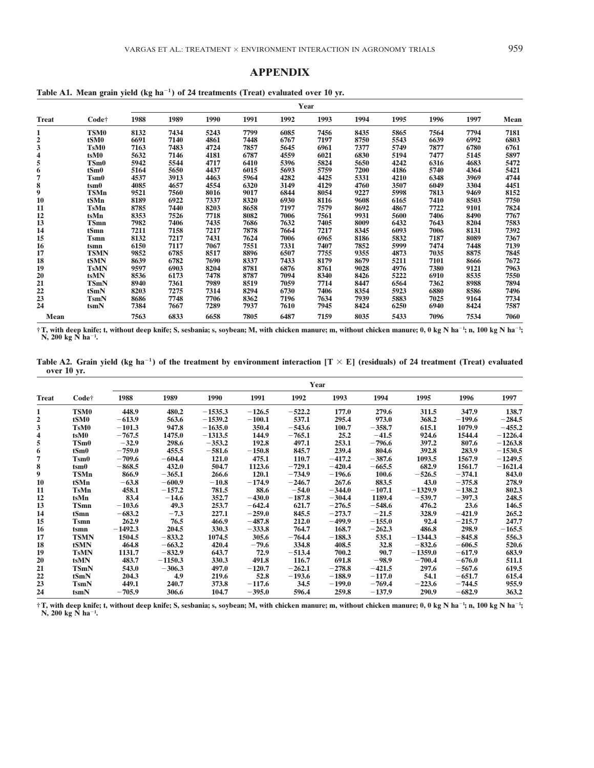# APPENDIX

**Table A1. Mean grain yield (kg ha$^{-1}$) of 24 treatments (Treat) evaluated over 10 yr.**

| Treat | Code† | 1988 | 1989 | 1990 | 1991 | 1992 | 1993 | 1994 | 1995 | 1996 | 1997 | Mean |
|---|---|---|---|---|---|---|---|---|---|---|---|---|
| 1 | TSM0 | 8132 | 7434 | 5243 | 7799 | 6085 | 7456 | 8435 | 5865 | 7564 | 7794 | 7181 |
| 2 | tSM0 | 6691 | 7140 | 4861 | 7448 | 6767 | 7197 | 8750 | 5543 | 6639 | 6992 | 6803 |
| 3 | TsM0 | 7163 | 7483 | 4724 | 7857 | 5645 | 6961 | 7377 | 5749 | 7877 | 6780 | 6761 |
| 4 | tsM0 | 5632 | 7146 | 4181 | 6787 | 4559 | 6021 | 6830 | 5194 | 7477 | 5145 | 5897 |
| 5 | TSm0 | 5942 | 5544 | 4717 | 6410 | 5396 | 5824 | 5650 | 4242 | 6316 | 4683 | 5472 |
| 6 | tSm0 | 5164 | 5650 | 4437 | 6015 | 5693 | 5759 | 7200 | 4186 | 5740 | 4364 | 5421 |
| 7 | Tsm0 | 4537 | 3913 | 4463 | 5964 | 4282 | 4425 | 5331 | 4210 | 6348 | 3969 | 4744 |
| 8 | tsm0 | 4085 | 4657 | 4554 | 6320 | 3149 | 4129 | 4760 | 3507 | 6049 | 3304 | 4451 |
| 9 | TSMn | 9521 | 7560 | 8016 | 9017 | 6844 | 8054 | 9227 | 5998 | 7813 | 9469 | 8152 |
| 10 | tSMn | 8189 | 6922 | 7337 | 8320 | 6930 | 8116 | 9608 | 6165 | 7410 | 8503 | 7750 |
| 11 | TsMn | 8785 | 7440 | 8203 | 8658 | 7197 | 7579 | 8692 | 4867 | 7722 | 9101 | 7824 |
| 12 | tsMn | 8353 | 7526 | 7718 | 8082 | 7006 | 7561 | 9931 | 5600 | 7406 | 8490 | 7767 |
| 13 | TSmn | 7982 | 7406 | 7435 | 7686 | 7632 | 7405 | 8009 | 6432 | 7643 | 8204 | 7583 |
| 14 | tSmn | 7211 | 7158 | 7217 | 7878 | 7664 | 7217 | 8345 | 6093 | 7006 | 8131 | 7392 |
| 15 | Tsmn | 8132 | 7217 | 7431 | 7624 | 7006 | 6965 | 8186 | 5832 | 7187 | 8089 | 7367 |
| 16 | tsmn | 6150 | 7117 | 7067 | 7551 | 7331 | 7407 | 7852 | 5999 | 7474 | 7448 | 7139 |
| 17 | TSMN | 9852 | 6785 | 8517 | 8896 | 6507 | 7755 | 9355 | 4873 | 7035 | 8875 | 7845 |
| 18 | tSMN | 8639 | 6782 | 7690 | 8337 | 7433 | 8179 | 8679 | 5211 | 7101 | 8666 | 7672 |
| 19 | TsMN | 9597 | 6903 | 8204 | 8781 | 6876 | 8761 | 9028 | 4976 | 7380 | 9121 | 7963 |
| 20 | tsMN | 8536 | 6173 | 7478 | 8787 | 7094 | 8340 | 8426 | 5222 | 6910 | 8535 | 7550 |
| 21 | TSmN | 8940 | 7361 | 7989 | 8519 | 7059 | 7714 | 8447 | 6564 | 7362 | 8988 | 7894 |
| 22 | tSmN | 8203 | 7275 | 7314 | 8294 | 6730 | 7406 | 8354 | 5923 | 6880 | 8586 | 7496 |
| 23 | TsmN | 8686 | 7748 | 7706 | 8362 | 7196 | 7634 | 7939 | 5883 | 7025 | 9164 | 7734 |
| 24 | tsmN | 7384 | 7667 | 7289 | 7937 | 7610 | 7945 | 8424 | 6250 | 6940 | 8424 | 7587 |
| Mean | | 7563 | 6833 | 6658 | 7805 | 6487 | 7159 | 8035 | 5433 | 7096 | 7534 | 7060 |

† T, with deep knife; t, without deep knife; S, sesbania; s, soybean; M, with chicken manure; m, without chicken manure; 0, 0 kg N ha$^{-1}$; n, 100 kg N ha$^{-1}$; N, 200 kg N ha$^{-1}$.

**Table A2. Grain yield (kg ha$^{-1}$) of the treatment by environment interaction [T × E] (residuals) of 24 treatment (Treat) evaluated over 10 yr.**

| Treat | Code† | 1988 | 1989 | 1990 | 1991 | 1992 | 1993 | 1994 | 1995 | 1996 | 1997 |
|---|---|---|---|---|---|---|---|---|---|---|---|
| 1 | TSM0 | 448.9 | 480.2 | −1535.3 | −126.5 | −522.2 | 177.0 | 279.6 | 311.5 | 347.9 | 138.7 |
| 2 | tSM0 | −613.9 | 563.6 | −1539.2 | −100.1 | 537.1 | 295.4 | 973.0 | 368.2 | −199.6 | −284.5 |
| 3 | TsM0 | −101.3 | 947.8 | −1635.0 | 350.4 | −543.6 | 100.7 | −358.7 | 615.1 | 1079.9 | −455.2 |
| 4 | tsM0 | −767.5 | 1475.0 | −1313.5 | 144.9 | −765.1 | 25.2 | −41.5 | 924.6 | 1544.4 | −1226.4 |
| 5 | TSm0 | −32.9 | 298.6 | −353.2 | 192.8 | 497.1 | 253.1 | −796.6 | 397.2 | 807.6 | −1263.8 |
| 6 | tSm0 | −759.0 | 455.5 | −581.6 | −150.8 | 845.7 | 239.4 | 804.6 | 392.8 | 283.9 | −1530.5 |
| 7 | Tsm0 | −709.6 | −604.4 | 121.0 | 475.1 | 110.7 | −417.2 | −387.6 | 1093.5 | 1567.9 | −1249.5 |
| 8 | tsm0 | −868.5 | 432.0 | 504.7 | 1123.6 | −729.1 | −420.4 | −665.5 | 682.9 | 1561.7 | −1621.4 |
| 9 | TSMn | 866.9 | −365.1 | 266.6 | 120.1 | −734.9 | −196.6 | 100.6 | −526.5 | −374.1 | 843.0 |
| 10 | tSMn | −63.8 | −600.9 | −10.8 | −174.9 | −246.7 | 267.6 | 883.5 | 43.0 | −375.8 | 278.9 |
| 11 | TsMn | 458.1 | −157.2 | 781.5 | 88.6 | −54.0 | −344.0 | −107.1 | −1329.9 | −138.2 | 802.3 |
| 12 | tsMn | 83.4 | −14.6 | 352.7 | −430.0 | −187.8 | −304.4 | 1189.4 | −539.7 | −397.3 | 248.5 |
| 13 | TSmn | −103.6 | 49.3 | 253.7 | −642.4 | 621.7 | −276.5 | −548.6 | 476.2 | 23.6 | 146.5 |
| 14 | tSmn | −683.2 | −7.3 | 227.1 | −259.0 | 845.5 | −273.7 | −21.5 | 328.9 | −421.9 | 265.2 |
| 15 | Tsmn | 262.9 | 76.5 | 466.9 | −487.8 | 212.0 | −499.9 | −155.0 | 92.4 | −215.7 | 247.7 |
| 16 | tsmn | −1492.3 | 204.5 | 330.3 | −333.8 | 764.7 | 168.7 | −262.3 | 486.8 | 298.9 | −165.5 |
| 17 | TSMN | 1504.5 | −833.2 | 1074.5 | 305.6 | −764.4 | −188.3 | 535.1 | −1344.3 | −845.8 | 556.3 |
| 18 | tSMN | 464.8 | −663.2 | 420.4 | −79.6 | 334.8 | 408.5 | 32.8 | −832.6 | −606.5 | 520.6 |
| 19 | TsMN | 1131.7 | −832.9 | 643.7 | 72.9 | −513.4 | 700.2 | 90.7 | −1359.0 | −617.9 | 683.9 |
| 20 | tsMN | 483.7 | −1150.3 | 330.3 | 491.8 | 116.7 | 691.8 | −98.9 | −700.4 | −676.0 | 511.1 |
| 21 | TSmN | 543.0 | −306.3 | 497.0 | −120.7 | −262.1 | −278.8 | −421.5 | 297.6 | −567.6 | 619.5 |
| 22 | tSmN | 204.3 | 4.9 | 219.6 | 52.8 | −193.6 | −188.9 | −117.0 | 54.1 | −651.7 | 615.4 |
| 23 | TsmN | 449.1 | 240.7 | 373.8 | −117.6 | 34.5 | −199.0 | −769.4 | −223.6 | −744.5 | 955.9 |
| 24 | tsmN | −705.9 | 306.6 | 104.7 | −395.0 | 596.4 | 259.8 | −137.9 | 290.9 | −682.9 | 363.2 |

† T, with deep knife; t, without deep knife; S, sesbania; s, soybean; M, with chicken manure; m, without chicken manure; 0, 0 kg N ha$^{-1}$; n, 100 kg N ha$^{-1}$; N, 200 kg N ha$^{-1}$.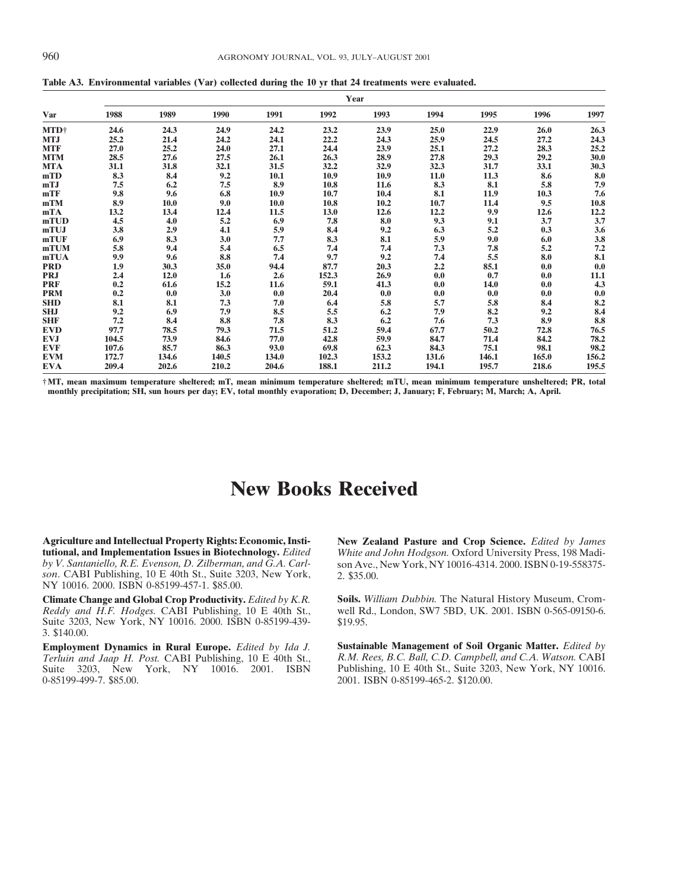**Table A3. Environmental variables (Var) collected during the 10 yr that 24 treatments were evaluated.**

| Var | Year | | | | | | | | | |
|---|---|---|---|---|---|---|---|---|---|---|
| | 1988 | 1989 | 1990 | 1991 | 1992 | 1993 | 1994 | 1995 | 1996 | 1997 |
| MTD† | 24.6 | 24.3 | 24.9 | 24.2 | 23.2 | 23.9 | 25.0 | 22.9 | 26.0 | 26.3 |
| MTJ | 25.2 | 21.4 | 24.2 | 24.1 | 22.2 | 24.3 | 25.9 | 24.5 | 27.2 | 24.3 |
| MTF | 27.0 | 25.2 | 24.0 | 27.1 | 24.4 | 23.9 | 25.1 | 27.2 | 28.3 | 25.2 |
| MTM | 28.5 | 27.6 | 27.5 | 26.1 | 26.3 | 28.9 | 27.8 | 29.3 | 29.2 | 30.0 |
| MTA | 31.1 | 31.8 | 32.1 | 31.5 | 32.2 | 32.9 | 32.3 | 31.7 | 33.1 | 30.3 |
| mTD | 8.3 | 8.4 | 9.2 | 10.1 | 10.9 | 10.9 | 11.0 | 11.3 | 8.6 | 8.0 |
| mTJ | 7.5 | 6.2 | 7.5 | 8.9 | 10.8 | 11.6 | 8.3 | 8.1 | 5.8 | 7.9 |
| mTF | 9.8 | 9.6 | 6.8 | 10.9 | 10.7 | 10.4 | 8.1 | 11.9 | 10.3 | 7.6 |
| mTM | 8.9 | 10.0 | 9.0 | 10.0 | 10.8 | 10.2 | 10.7 | 11.4 | 9.5 | 10.8 |
| mTA | 13.2 | 13.4 | 12.4 | 11.5 | 13.0 | 12.6 | 12.2 | 9.9 | 12.6 | 12.2 |
| mTUD | 4.5 | 4.0 | 5.2 | 6.9 | 7.8 | 8.0 | 9.3 | 9.1 | 3.7 | 3.7 |
| mTUJ | 3.8 | 2.9 | 4.1 | 5.9 | 8.4 | 9.2 | 6.3 | 5.2 | 0.3 | 3.6 |
| mTUF | 6.9 | 8.3 | 3.0 | 7.7 | 8.3 | 8.1 | 5.9 | 9.0 | 6.0 | 3.8 |
| mTUM | 5.8 | 9.4 | 5.4 | 6.5 | 7.4 | 7.4 | 7.3 | 7.8 | 5.2 | 7.2 |
| mTUA | 9.9 | 9.6 | 8.8 | 7.4 | 9.7 | 9.2 | 7.4 | 5.5 | 8.0 | 8.1 |
| PRD | 1.9 | 30.3 | 35.0 | 94.4 | 87.7 | 20.3 | 2.2 | 85.1 | 0.0 | 0.0 |
| PRJ | 2.4 | 12.0 | 1.6 | 2.6 | 152.3 | 26.9 | 0.0 | 0.7 | 0.0 | 11.1 |
| PRF | 0.2 | 61.6 | 15.2 | 11.6 | 59.1 | 41.3 | 0.0 | 14.0 | 0.0 | 4.3 |
| PRM | 0.2 | 0.0 | 3.0 | 0.0 | 20.4 | 0.0 | 0.0 | 0.0 | 0.0 | 0.0 |
| SHD | 8.1 | 8.1 | 7.3 | 7.0 | 6.4 | 5.8 | 5.7 | 5.8 | 8.4 | 8.2 |
| SHJ | 9.2 | 6.9 | 7.9 | 8.5 | 5.5 | 6.2 | 7.9 | 8.2 | 9.2 | 8.4 |
| SHF | 7.2 | 8.4 | 8.8 | 7.8 | 8.3 | 6.2 | 7.6 | 7.3 | 8.9 | 8.8 |
| EVD | 97.7 | 78.5 | 79.3 | 71.5 | 51.2 | 59.4 | 67.7 | 50.2 | 72.8 | 76.5 |
| EVJ | 104.5 | 73.9 | 84.6 | 77.0 | 42.8 | 59.9 | 84.7 | 71.4 | 84.2 | 78.2 |
| EVF | 107.6 | 85.7 | 86.3 | 93.0 | 69.8 | 62.3 | 84.3 | 75.1 | 98.1 | 98.2 |
| EVM | 172.7 | 134.6 | 140.5 | 134.0 | 102.3 | 153.2 | 131.6 | 146.1 | 165.0 | 156.2 |
| EVA | 209.4 | 202.6 | 210.2 | 204.6 | 188.1 | 211.2 | 194.1 | 195.7 | 218.6 | 195.5 |

† MT, mean maximum temperature sheltered; mT, mean minimum temperature sheltered; mTU, mean minimum temperature unsheltered; PR, total monthly precipitation; SH, sun hours per day; EV, total monthly evaporation; D, December; J, January; F, February; M, March; A, April.

# New Books Received

**Agriculture and Intellectual Property Rights: Economic, Institutional, and Implementation Issues in Biotechnology.** *Edited by V. Santaniello, R.E. Evenson, D. Zilberman, and G.A. Carlson.* CABI Publishing, 10 E 40th St., Suite 3203, New York, NY 10016. 2000. ISBN 0-85199-457-1. $85.00.

**Climate Change and Global Crop Productivity.** *Edited by K.R. Reddy and H.F. Hodges.* CABI Publishing, 10 E 40th St., Suite 3203, New York, NY 10016. 2000. ISBN 0-85199-439-3. $140.00.

**Employment Dynamics in Rural Europe.** *Edited by Ida J. Terluin and Jaap H. Post.* CABI Publishing, 10 E 40th St., Suite 3203, New York, NY 10016. 2001. ISBN 0-85199-499-7. $85.00.

**New Zealand Pasture and Crop Science.** *Edited by James White and John Hodgson.* Oxford University Press, 198 Madison Ave., New York, NY 10016-4314. 2000. ISBN 0-19-558375-2. $35.00.

**Soils.** *William Dubbin.* The Natural History Museum, Cromwell Rd., London, SW7 5BD, UK. 2001. ISBN 0-565-09150-6. $19.95.

**Sustainable Management of Soil Organic Matter.** *Edited by R.M. Rees, B.C. Ball, C.D. Campbell, and C.A. Watson.* CABI Publishing, 10 E 40th St., Suite 3203, New York, NY 10016. 2001. ISBN 0-85199-465-2. $120.00.